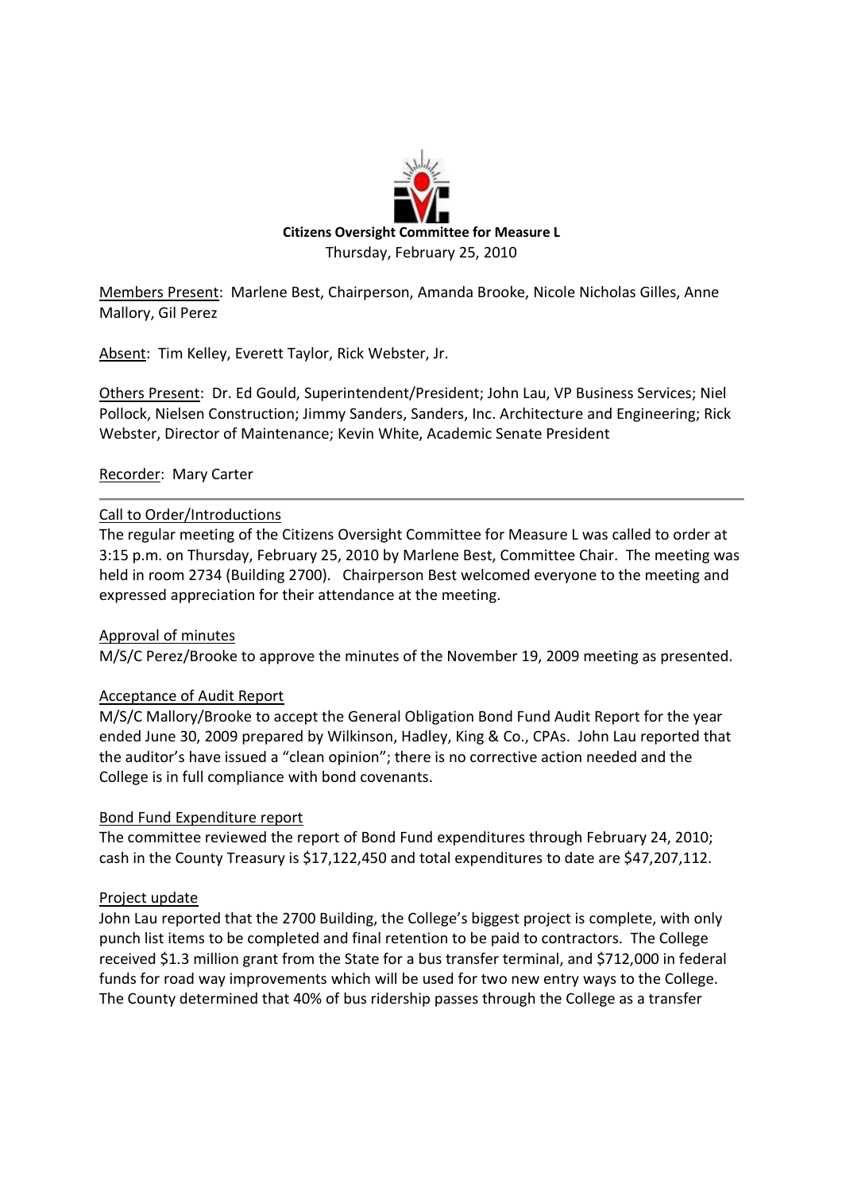**Citizens Oversight Committee for Measure L**

Thursday, February 25, 2010

Members Present: Marlene Best, Chairperson, Amanda Brooke, Nicole Nicholas Gilles, Anne Mallory, Gil Perez

Absent: Tim Kelley, Everett Taylor, Rick Webster, Jr.

Others Present: Dr. Ed Gould, Superintendent/President; John Lau, VP Business Services; Niel Pollock, Nielsen Construction; Jimmy Sanders, Sanders, Inc. Architecture and Engineering; Rick Webster, Director of Maintenance; Kevin White, Academic Senate President

Recorder: Mary Carter

---

Call to Order/Introductions

The regular meeting of the Citizens Oversight Committee for Measure L was called to order at 3:15 p.m. on Thursday, February 25, 2010 by Marlene Best, Committee Chair. The meeting was held in room 2734 (Building 2700). Chairperson Best welcomed everyone to the meeting and expressed appreciation for their attendance at the meeting.

Approval of minutes

M/S/C Perez/Brooke to approve the minutes of the November 19, 2009 meeting as presented.

Acceptance of Audit Report

M/S/C Mallory/Brooke to accept the General Obligation Bond Fund Audit Report for the year ended June 30, 2009 prepared by Wilkinson, Hadley, King & Co., CPAs. John Lau reported that the auditor's have issued a "clean opinion"; there is no corrective action needed and the College is in full compliance with bond covenants.

Bond Fund Expenditure report

The committee reviewed the report of Bond Fund expenditures through February 24, 2010; cash in the County Treasury is $17,122,450 and total expenditures to date are $47,207,112.

Project update

John Lau reported that the 2700 Building, the College's biggest project is complete, with only punch list items to be completed and final retention to be paid to contractors. The College received $1.3 million grant from the State for a bus transfer terminal, and $712,000 in federal funds for road way improvements which will be used for two new entry ways to the College. The County determined that 40% of bus ridership passes through the College as a transfer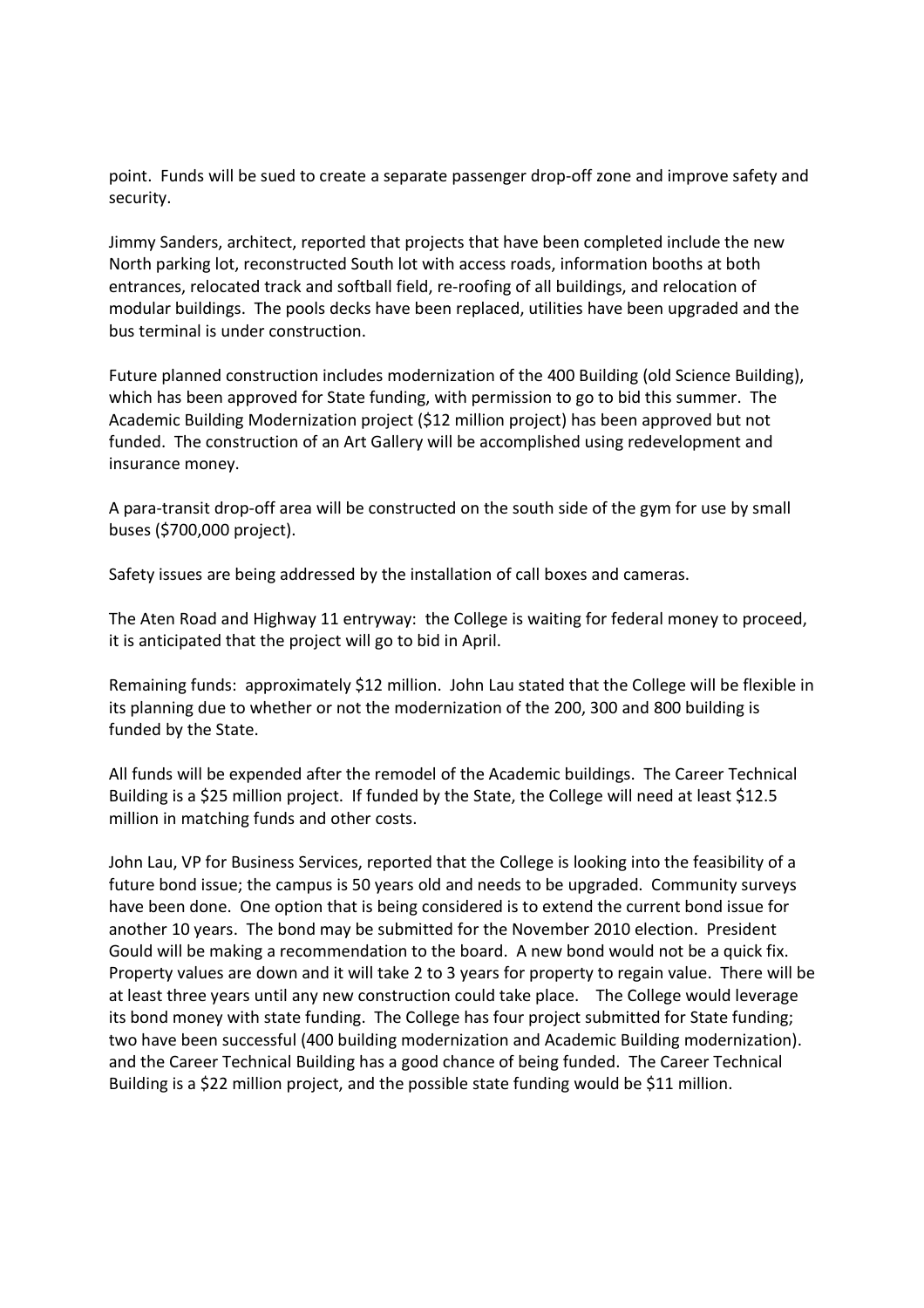point. Funds will be sued to create a separate passenger drop-off zone and improve safety and security.

Jimmy Sanders, architect, reported that projects that have been completed include the new North parking lot, reconstructed South lot with access roads, information booths at both entrances, relocated track and softball field, re-roofing of all buildings, and relocation of modular buildings. The pools decks have been replaced, utilities have been upgraded and the bus terminal is under construction.

Future planned construction includes modernization of the 400 Building (old Science Building), which has been approved for State funding, with permission to go to bid this summer. The Academic Building Modernization project ($12 million project) has been approved but not funded. The construction of an Art Gallery will be accomplished using redevelopment and insurance money.

A para-transit drop-off area will be constructed on the south side of the gym for use by small buses ($700,000 project).

Safety issues are being addressed by the installation of call boxes and cameras.

The Aten Road and Highway 11 entryway: the College is waiting for federal money to proceed, it is anticipated that the project will go to bid in April.

Remaining funds: approximately $12 million. John Lau stated that the College will be flexible in its planning due to whether or not the modernization of the 200, 300 and 800 building is funded by the State.

All funds will be expended after the remodel of the Academic buildings. The Career Technical Building is a $25 million project. If funded by the State, the College will need at least $12.5 million in matching funds and other costs.

John Lau, VP for Business Services, reported that the College is looking into the feasibility of a future bond issue; the campus is 50 years old and needs to be upgraded. Community surveys have been done. One option that is being considered is to extend the current bond issue for another 10 years. The bond may be submitted for the November 2010 election. President Gould will be making a recommendation to the board. A new bond would not be a quick fix. Property values are down and it will take 2 to 3 years for property to regain value. There will be at least three years until any new construction could take place. The College would leverage its bond money with state funding. The College has four project submitted for State funding; two have been successful (400 building modernization and Academic Building modernization). and the Career Technical Building has a good chance of being funded. The Career Technical Building is a $22 million project, and the possible state funding would be $11 million.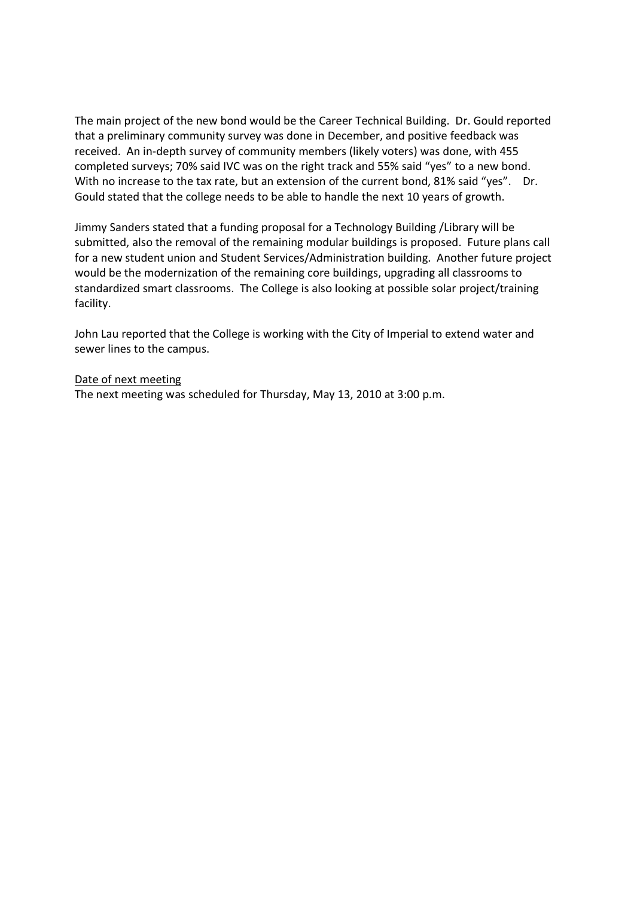The main project of the new bond would be the Career Technical Building. Dr. Gould reported that a preliminary community survey was done in December, and positive feedback was received. An in-depth survey of community members (likely voters) was done, with 455 completed surveys; 70% said IVC was on the right track and 55% said "yes" to a new bond. With no increase to the tax rate, but an extension of the current bond, 81% said "yes". Dr. Gould stated that the college needs to be able to handle the next 10 years of growth.

Jimmy Sanders stated that a funding proposal for a Technology Building /Library will be submitted, also the removal of the remaining modular buildings is proposed. Future plans call for a new student union and Student Services/Administration building. Another future project would be the modernization of the remaining core buildings, upgrading all classrooms to standardized smart classrooms. The College is also looking at possible solar project/training facility.

John Lau reported that the College is working with the City of Imperial to extend water and sewer lines to the campus.

<u>Date of next meeting</u>

The next meeting was scheduled for Thursday, May 13, 2010 at 3:00 p.m.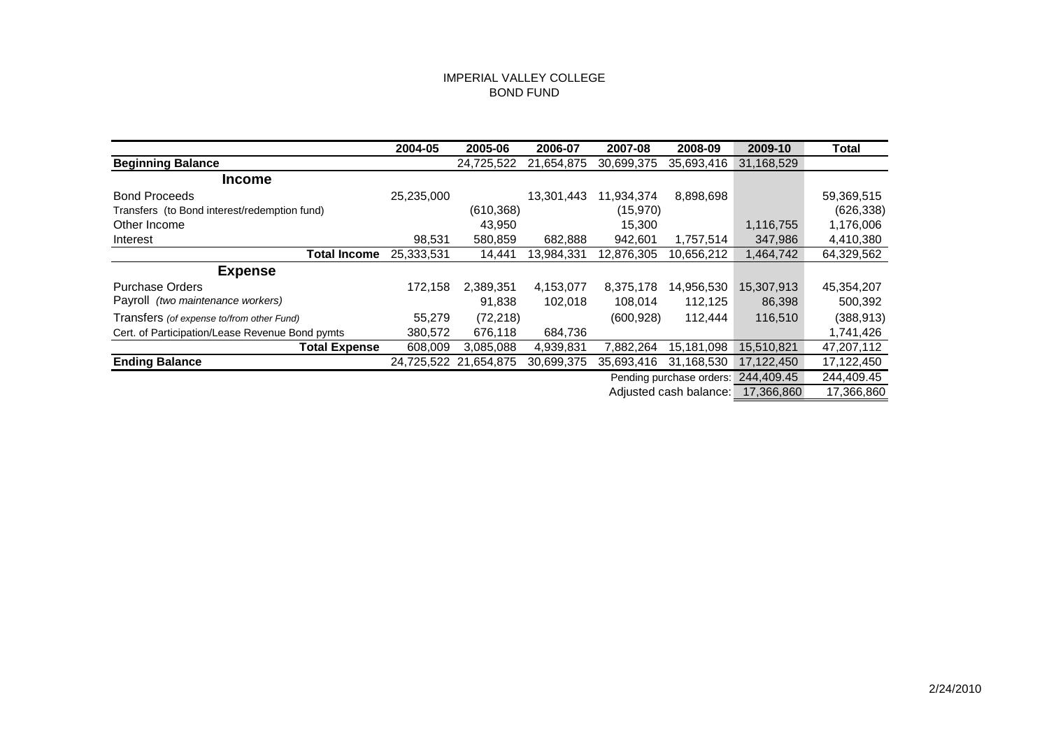# IMPERIAL VALLEY COLLEGE
## BOND FUND

| | 2004-05 | 2005-06 | 2006-07 | 2007-08 | 2008-09 | 2009-10 | Total |
|---|---|---|---|---|---|---|---|
| **Beginning Balance** | | 24,725,522 | 21,654,875 | 30,699,375 | 35,693,416 | 31,168,529 | |
| **Income** | | | | | | | |
| Bond Proceeds | 25,235,000 | | 13,301,443 | 11,934,374 | 8,898,698 | | 59,369,515 |
| Transfers (to Bond interest/redemption fund) | | (610,368) | | (15,970) | | | (626,338) |
| Other Income | | 43,950 | | 15,300 | | 1,116,755 | 1,176,006 |
| Interest | 98,531 | 580,859 | 682,888 | 942,601 | 1,757,514 | 347,986 | 4,410,380 |
| **Total Income** | 25,333,531 | 14,441 | 13,984,331 | 12,876,305 | 10,656,212 | 1,464,742 | 64,329,562 |
| **Expense** | | | | | | | |
| Purchase Orders | 172,158 | 2,389,351 | 4,153,077 | 8,375,178 | 14,956,530 | 15,307,913 | 45,354,207 |
| Payroll *(two maintenance workers)* | | 91,838 | 102,018 | 108,014 | 112,125 | 86,398 | 500,392 |
| Transfers *(of expense to/from other Fund)* | 55,279 | (72,218) | | (600,928) | 112,444 | 116,510 | (388,913) |
| Cert. of Participation/Lease Revenue Bond pymts | 380,572 | 676,118 | 684,736 | | | | 1,741,426 |
| **Total Expense** | 608,009 | 3,085,088 | 4,939,831 | 7,882,264 | 15,181,098 | 15,510,821 | 47,207,112 |
| **Ending Balance** | 24,725,522 | 21,654,875 | 30,699,375 | 35,693,416 | 31,168,530 | 17,122,450 | 17,122,450 |
| | | | | | Pending purchase orders: | 244,409.45 | 244,409.45 |
| | | | | | Adjusted cash balance: | 17,366,860 | 17,366,860 |

2/24/2010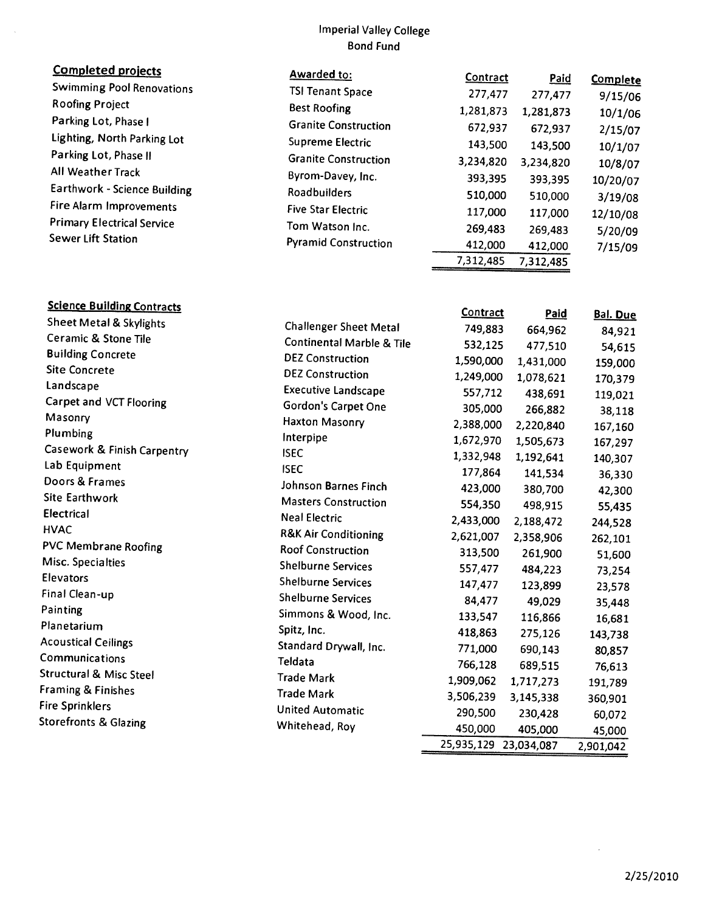Imperial Valley College
Bond Fund

| Completed projects | Awarded to: | Contract | Paid | Complete |
|---|---|---|---|---|
| Swimming Pool Renovations | TSI Tenant Space | 277,477 | 277,477 | 9/15/06 |
| Roofing Project | Best Roofing | 1,281,873 | 1,281,873 | 10/1/06 |
| Parking Lot, Phase I | Granite Construction | 672,937 | 672,937 | 2/15/07 |
| Lighting, North Parking Lot | Supreme Electric | 143,500 | 143,500 | 10/1/07 |
| Parking Lot, Phase II | Granite Construction | 3,234,820 | 3,234,820 | 10/8/07 |
| All Weather Track | Byrom-Davey, Inc. | 393,395 | 393,395 | 10/20/07 |
| Earthwork - Science Building | Roadbuilders | 510,000 | 510,000 | 3/19/08 |
| Fire Alarm Improvements | Five Star Electric | 117,000 | 117,000 | 12/10/08 |
| Primary Electrical Service | Tom Watson Inc. | 269,483 | 269,483 | 5/20/09 |
| Sewer Lift Station | Pyramid Construction | 412,000 | 412,000 | 7/15/09 |
| | | 7,312,485 | 7,312,485 | |

| Science Building Contracts | | Contract | Paid | Bal. Due |
|---|---|---|---|---|
| Sheet Metal & Skylights | Challenger Sheet Metal | 749,883 | 664,962 | 84,921 |
| Ceramic & Stone Tile | Continental Marble & Tile | 532,125 | 477,510 | 54,615 |
| Building Concrete | DEZ Construction | 1,590,000 | 1,431,000 | 159,000 |
| Site Concrete | DEZ Construction | 1,249,000 | 1,078,621 | 170,379 |
| Landscape | Executive Landscape | 557,712 | 438,691 | 119,021 |
| Carpet and VCT Flooring | Gordon's Carpet One | 305,000 | 266,882 | 38,118 |
| Masonry | Haxton Masonry | 2,388,000 | 2,220,840 | 167,160 |
| Plumbing | Interpipe | 1,672,970 | 1,505,673 | 167,297 |
| Casework & Finish Carpentry | ISEC | 1,332,948 | 1,192,641 | 140,307 |
| Lab Equipment | ISEC | 177,864 | 141,534 | 36,330 |
| Doors & Frames | Johnson Barnes Finch | 423,000 | 380,700 | 42,300 |
| Site Earthwork | Masters Construction | 554,350 | 498,915 | 55,435 |
| Electrical | Neal Electric | 2,433,000 | 2,188,472 | 244,528 |
| HVAC | R&K Air Conditioning | 2,621,007 | 2,358,906 | 262,101 |
| PVC Membrane Roofing | Roof Construction | 313,500 | 261,900 | 51,600 |
| Misc. Specialties | Shelburne Services | 557,477 | 484,223 | 73,254 |
| Elevators | Shelburne Services | 147,477 | 123,899 | 23,578 |
| Final Clean-up | Shelburne Services | 84,477 | 49,029 | 35,448 |
| Painting | Simmons & Wood, Inc. | 133,547 | 116,866 | 16,681 |
| Planetarium | Spitz, Inc. | 418,863 | 275,126 | 143,738 |
| Acoustical Ceilings | Standard Drywall, Inc. | 771,000 | 690,143 | 80,857 |
| Communications | Teldata | 766,128 | 689,515 | 76,613 |
| Structural & Misc Steel | Trade Mark | 1,909,062 | 1,717,273 | 191,789 |
| Framing & Finishes | Trade Mark | 3,506,239 | 3,145,338 | 360,901 |
| Fire Sprinklers | United Automatic | 290,500 | 230,428 | 60,072 |
| Storefronts & Glazing | Whitehead, Roy | 450,000 | 405,000 | 45,000 |
| | | 25,935,129 | 23,034,087 | 2,901,042 |

2/25/2010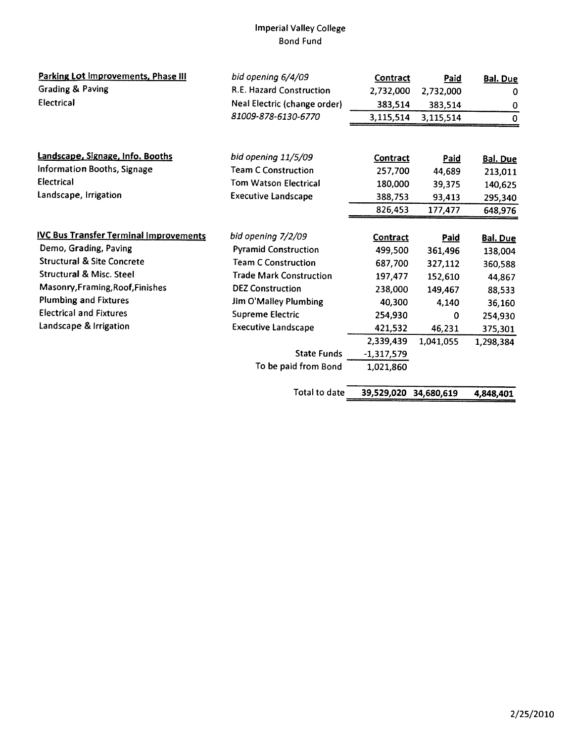Imperial Valley College
Bond Fund

| | | | | |
|---|---|---|---|---|
| **Parking Lot Improvements, Phase III** | *bid opening 6/4/09* | **Contract** | **Paid** | **Bal. Due** |
| Grading & Paving | R.E. Hazard Construction | 2,732,000 | 2,732,000 | 0 |
| Electrical | Neal Electric (change order) | 383,514 | 383,514 | 0 |
| | *81009-878-6130-6770* | 3,115,514 | 3,115,514 | 0 |
| | | | | |
| **Landscape, Signage, Info. Booths** | *bid opening 11/5/09* | **Contract** | **Paid** | **Bal. Due** |
| Information Booths, Signage | Team C Construction | 257,700 | 44,689 | 213,011 |
| Electrical | Tom Watson Electrical | 180,000 | 39,375 | 140,625 |
| Landscape, Irrigation | Executive Landscape | 388,753 | 93,413 | 295,340 |
| | | 826,453 | 177,477 | 648,976 |
| | | | | |
| **IVC Bus Transfer Terminal Improvements** | *bid opening 7/2/09* | **Contract** | **Paid** | **Bal. Due** |
| Demo, Grading, Paving | Pyramid Construction | 499,500 | 361,496 | 138,004 |
| Structural & Site Concrete | Team C Construction | 687,700 | 327,112 | 360,588 |
| Structural & Misc. Steel | Trade Mark Construction | 197,477 | 152,610 | 44,867 |
| Masonry,Framing,Roof,Finishes | DEZ Construction | 238,000 | 149,467 | 88,533 |
| Plumbing and Fixtures | Jim O'Malley Plumbing | 40,300 | 4,140 | 36,160 |
| Electrical and Fixtures | Supreme Electric | 254,930 | 0 | 254,930 |
| Landscape & Irrigation | Executive Landscape | 421,532 | 46,231 | 375,301 |
| | | 2,339,439 | 1,041,055 | 1,298,384 |
| | State Funds | -1,317,579 | | |
| | To be paid from Bond | 1,021,860 | | |
| | | | | |
| | Total to date | **39,529,020** | **34,680,619** | **4,848,401** |

2/25/2010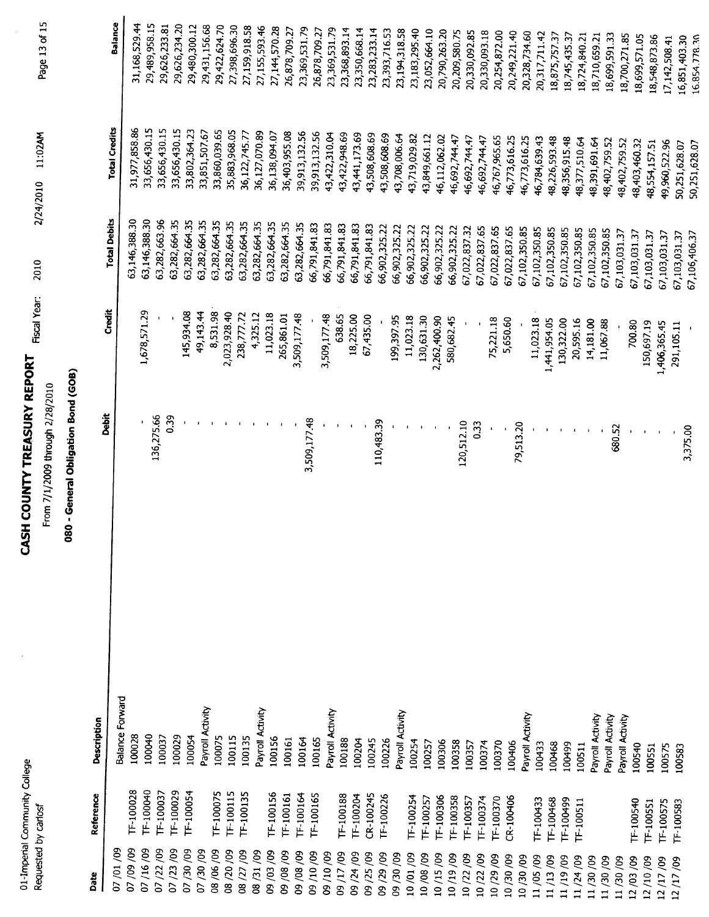01-Imperial Community College
Requested by carlosf

# CASH COUNTY TREASURY REPORT

Fiscal Year: 2010 2/24/2010 11:02AM

From 7/1/2009 through 2/28/2010

## 080 - General Obligation Bond (GOB)

| Date | Reference | Description | Debit | Credit | Total Debits | Total Credits | Balance |
|---|---|---|---|---|---|---|---|
| 07/01/09 | | Balance Forward | | | 63,146,388.30 | 31,977,858.86 | 31,168,529.44 |
| 07/09/09 | TF-100028 | 100028 | - | 1,678,571.29 | 63,146,388.30 | 33,656,430.15 | 29,489,958.15 |
| 07/16/09 | TF-100040 | 100040 | 136,275.66 | - | 63,282,663.96 | 33,656,430.15 | 29,626,233.81 |
| 07/22/09 | TF-100037 | 100037 | 0.39 | - | 63,282,664.35 | 33,656,430.15 | 29,626,234.20 |
| 07/23/09 | TF-100029 | 100029 | - | 145,934.08 | 63,282,664.35 | 33,802,364.23 | 29,480,300.12 |
| 07/30/09 | TF-100054 | 100054 | - | 49,143.44 | 63,282,664.35 | 33,851,507.67 | 29,431,156.68 |
| 07/30/09 | | Payroll Activity | - | 8,531.98 | 63,282,664.35 | 33,860,039.65 | 29,422,624.70 |
| 08/06/09 | TF-100075 | 100075 | - | 2,023,928.40 | 63,282,664.35 | 35,883,968.05 | 27,398,696.30 |
| 08/20/09 | TF-100115 | 100115 | - | 238,777.72 | 63,282,664.35 | 36,122,745.77 | 27,159,918.58 |
| 08/27/09 | TF-100135 | 100135 | - | 4,325.12 | 63,282,664.35 | 36,127,070.89 | 27,155,593.46 |
| 08/31/09 | | Payroll Activity | - | 11,023.18 | 63,282,664.35 | 36,138,094.07 | 27,144,570.28 |
| 09/03/09 | TF-100156 | 100156 | - | 265,861.01 | 63,282,664.35 | 36,403,955.08 | 26,878,709.27 |
| 09/08/09 | TF-100161 | 100161 | - | 3,509,177.48 | 63,282,664.35 | 39,913,132.56 | 23,369,531.79 |
| 09/08/09 | TF-100164 | 100164 | 3,509,177.48 | - | 66,791,841.83 | 39,913,132.56 | 26,878,709.27 |
| 09/10/09 | TF-100165 | 100165 | - | 3,509,177.48 | 66,791,841.83 | 43,422,310.04 | 23,369,531.79 |
| 09/10/09 | | Payroll Activity | - | 638.65 | 66,791,841.83 | 43,422,948.69 | 23,368,893.14 |
| 09/17/09 | TF-100188 | 100188 | - | 18,225.00 | 66,791,841.83 | 43,441,173.69 | 23,350,668.14 |
| 09/24/09 | TF-100204 | 100204 | - | 67,435.00 | 66,791,841.83 | 43,508,608.69 | 23,283,233.14 |
| 09/25/09 | CR-100245 | 100245 | 110,483.39 | - | 66,902,325.22 | 43,508,608.69 | 23,393,716.53 |
| 09/29/09 | TF-100226 | 100226 | - | 199,397.95 | 66,902,325.22 | 43,708,006.64 | 23,194,318.58 |
| 09/30/09 | | Payroll Activity | - | 11,023.18 | 66,902,325.22 | 43,719,029.82 | 23,183,295.40 |
| 10/01/09 | TF-100254 | 100254 | - | 130,631.30 | 66,902,325.22 | 43,849,661.12 | 23,052,664.10 |
| 10/08/09 | TF-100257 | 100257 | - | 2,262,400.90 | 66,902,325.22 | 46,112,062.02 | 20,790,263.20 |
| 10/15/09 | TF-100306 | 100306 | - | 580,682.45 | 66,902,325.22 | 46,692,744.47 | 20,209,580.75 |
| 10/19/09 | TF-100358 | 100358 | 120,512.10 | - | 67,022,837.32 | 46,692,744.47 | 20,330,092.85 |
| 10/22/09 | TF-100357 | 100357 | 0.33 | - | 67,022,837.65 | 46,692,744.47 | 20,330,093.18 |
| 10/29/09 | TF-100374 | 100374 | - | 75,221.18 | 67,022,837.65 | 46,767,965.65 | 20,254,872.00 |
| 10/30/09 | TF-100370 | 100370 | - | 5,650.60 | 67,022,837.65 | 46,773,616.25 | 20,249,221.40 |
| 10/30/09 | CR-100406 | 100406 | 79,513.20 | - | 67,102,350.85 | 46,773,616.25 | 20,328,734.60 |
| 10/30/09 | | Payroll Activity | - | 11,023.18 | 67,102,350.85 | 46,784,639.43 | 20,317,711.42 |
| 11/05/09 | TF-100433 | 100433 | - | 1,441,954.05 | 67,102,350.85 | 48,226,593.48 | 18,875,757.37 |
| 11/13/09 | TF-100468 | 100468 | - | 130,322.00 | 67,102,350.85 | 48,356,915.48 | 18,745,435.37 |
| 11/19/09 | TF-100499 | 100499 | - | 20,595.16 | 67,102,350.85 | 48,377,510.64 | 18,724,840.21 |
| 11/24/09 | TF-100511 | 100511 | - | 14,181.00 | 67,102,350.85 | 48,391,691.64 | 18,710,659.21 |
| 11/30/09 | | Payroll Activity | - | 11,067.88 | 67,102,350.85 | 48,402,759.52 | 18,699,591.33 |
| 11/30/09 | | Payroll Activity | 680.52 | - | 67,103,031.37 | 48,402,759.52 | 18,700,271.85 |
| 11/30/09 | | Payroll Activity | - | 700.80 | 67,103,031.37 | 48,403,460.32 | 18,699,571.05 |
| 12/03/09 | TF-100540 | 100540 | - | 150,697.19 | 67,103,031.37 | 48,554,157.51 | 18,548,873.86 |
| 12/10/09 | TF-100551 | 100551 | - | 1,406,365.45 | 67,103,031.37 | 49,960,522.96 | 17,142,508.41 |
| 12/17/09 | TF-100575 | 100575 | - | 291,105.11 | 67,103,031.37 | 50,251,628.07 | 16,851,403.30 |
| 12/17/09 | TF-100583 | 100583 | 3,375.00 | - | 67,106,406.37 | 50,251,628.07 | 16,854,778.30 |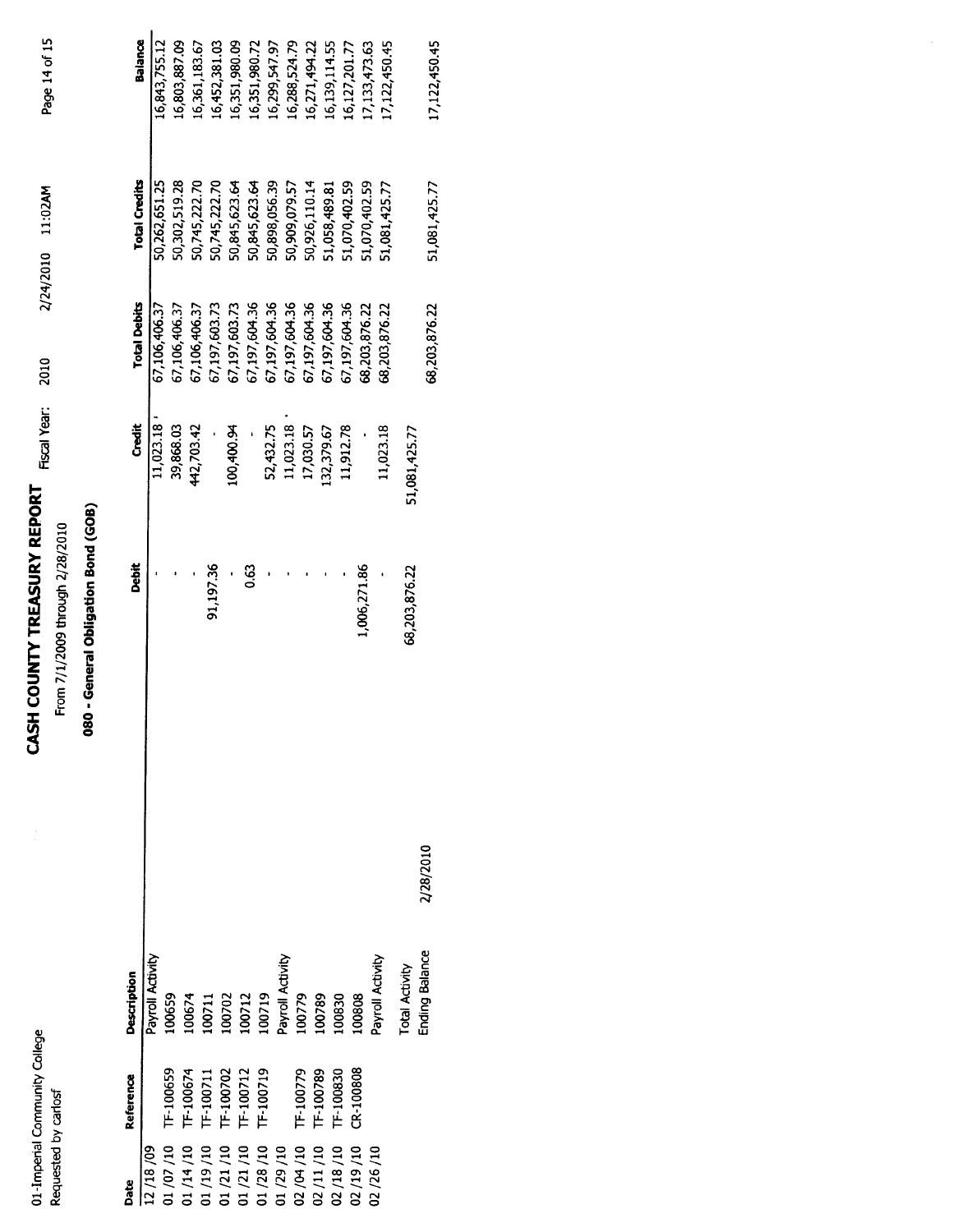01-Imperial Community College
Requested by carlosf

# CASH COUNTY TREASURY REPORT

Fiscal Year: 2010 2/24/2010 11:02AM

From 7/1/2009 through 2/28/2010

## 080 - General Obligation Bond (GOB)

| Date | Reference | Description | Debit | Credit | Total Debits | Total Credits | Balance |
|---|---|---|---|---|---|---|---|
| 12/18/09 | | Payroll Activity | - | 11,023.18 | 67,106,406.37 | 50,262,651.25 | 16,843,755.12 |
| 01/07/10 | TF-100659 | 100659 | - | 39,868.03 | 67,106,406.37 | 50,302,519.28 | 16,803,887.09 |
| 01/14/10 | TF-100674 | 100674 | - | 442,703.42 | 67,106,406.37 | 50,745,222.70 | 16,361,183.67 |
| 01/19/10 | TF-100711 | 100711 | 91,197.36 | - | 67,197,603.73 | 50,745,222.70 | 16,452,381.03 |
| 01/21/10 | TF-100702 | 100702 | - | 100,400.94 | 67,197,603.73 | 50,845,623.64 | 16,351,980.09 |
| 01/21/10 | TF-100712 | 100712 | 0.63 | - | 67,197,604.36 | 50,845,623.64 | 16,351,980.72 |
| 01/28/10 | TF-100719 | 100719 | - | 52,432.75 | 67,197,604.36 | 50,898,056.39 | 16,299,547.97 |
| 01/29/10 | | Payroll Activity | - | 11,023.18 | 67,197,604.36 | 50,909,079.57 | 16,288,524.79 |
| 02/04/10 | TF-100779 | 100779 | - | 17,030.57 | 67,197,604.36 | 50,926,110.14 | 16,271,494.22 |
| 02/11/10 | TF-100789 | 100789 | - | 132,379.67 | 67,197,604.36 | 51,058,489.81 | 16,139,114.55 |
| 02/18/10 | TF-100830 | 100830 | - | 11,912.78 | 67,197,604.36 | 51,070,402.59 | 16,127,201.77 |
| 02/19/10 | CR-100808 | 100808 | 1,006,271.86 | - | 68,203,876.22 | 51,070,402.59 | 17,133,473.63 |
| 02/26/10 | | Payroll Activity | - | 11,023.18 | 68,203,876.22 | 51,081,425.77 | 17,122,450.45 |
| | | Total Activity | 68,203,876.22 | 51,081,425.77 | | | |
| | | Ending Balance 2/28/2010 | | | 68,203,876.22 | 51,081,425.77 | 17,122,450.45 |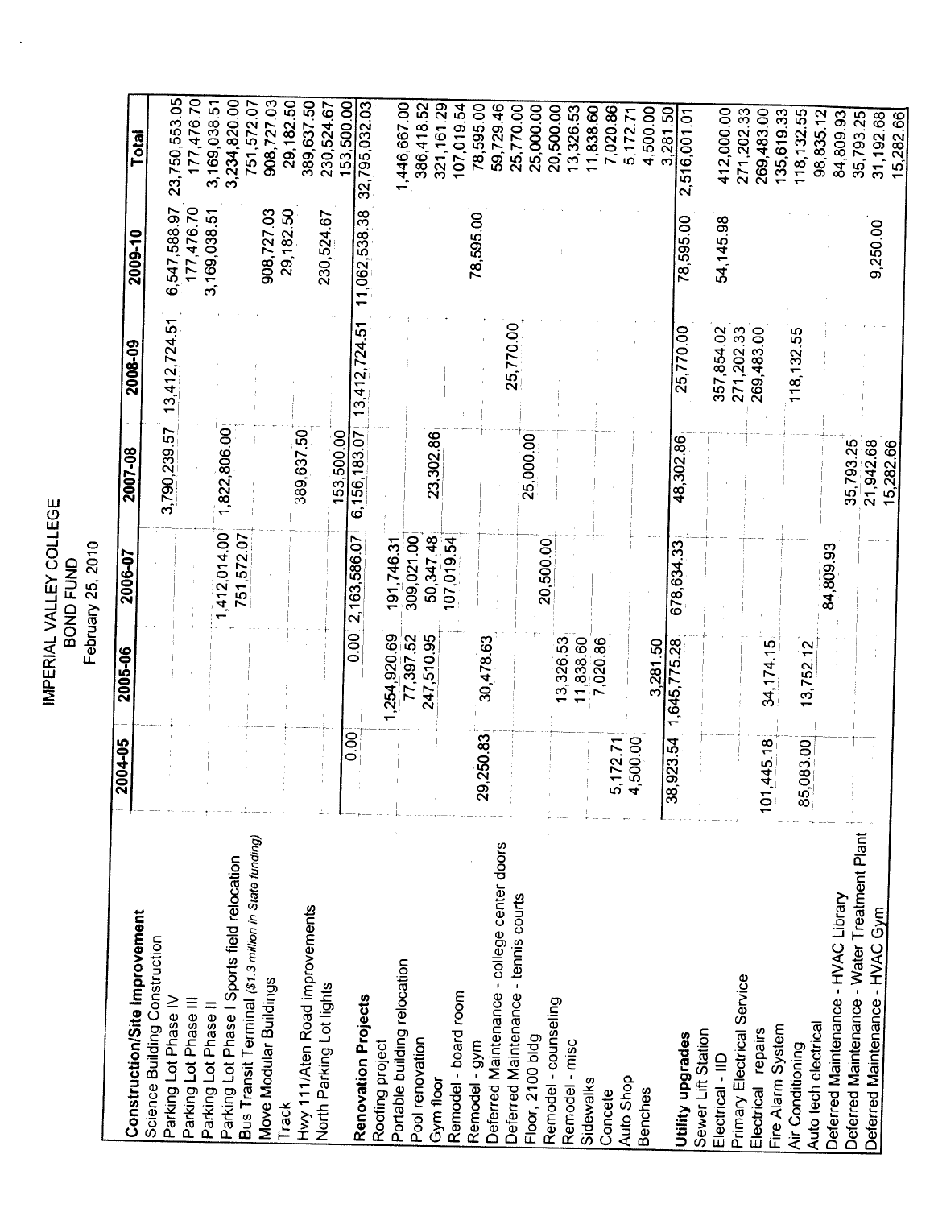# IMPERIAL VALLEY COLLEGE
## BOND FUND
February 25, 2010

| | 2004-05 | 2005-06 | 2006-07 | 2007-08 | 2008-09 | 2009-10 | Total |
|---|---|---|---|---|---|---|---|
| **Construction/Site Improvement** | | | | | | | |
| Science Building Construction | | | | 3,790,239.57 | 13,412,724.51 | 6,547,588.97 | 23,750,553.05 |
| Parking Lot Phase IV | | | | | | 177,476.70 | 177,476.70 |
| Parking Lot Phase III | | | | | | 3,169,038.51 | 3,169,038.51 |
| Parking Lot Phase II | | | 1,412,014.00 | 1,822,806.00 | | | 3,234,820.00 |
| Parking Lot Phase I Sports field relocation | | | 751,572.07 | | | | 751,572.07 |
| Bus Transit Terminal *($1.3 million in State funding)* | | | | | | 908,727.03 | 908,727.03 |
| Move Modular Buildings | | | | | | 29,182.50 | 29,182.50 |
| Track | | | | 389,637.50 | | | 389,637.50 |
| Hwy 111/Aten Road improvements | | | | | | 230,524.67 | 230,524.67 |
| North Parking Lot lights | | | | 153,500.00 | | | 153,500.00 |
| | 0.00 | 0.00 | 2,163,586.07 | 6,156,183.07 | 13,412,724.51 | 11,062,538.38 | 32,795,032.03 |
| **Renovation Projects** | | | | | | | |
| Roofing project | | 1,254,920.69 | 191,746.31 | | | | 1,446,667.00 |
| Portable building relocation | | 77,397.52 | 309,021.00 | | | | 386,418.52 |
| Pool renovation | | 247,510.95 | 50,347.48 | 23,302.86 | | | 321,161.29 |
| Gym floor | | | 107,019.54 | | | | 107,019.54 |
| Remodel - board room | | | | | | 78,595.00 | 78,595.00 |
| Remodel - gym | 29,250.83 | 30,478.63 | | | | | 59,729.46 |
| Deferred Maintenance - college center doors | | | | | 25,770.00 | | 25,770.00 |
| Deferred Maintenance - tennis courts | | | | 25,000.00 | | | 25,000.00 |
| Floor, 2100 bldg | | | 20,500.00 | | | | 20,500.00 |
| Remodel - counseling | | 13,326.53 | | | | | 13,326.53 |
| Remodel - misc | | 11,838.60 | | | | | 11,838.60 |
| Sidewalks | | 7,020.86 | | | | | 7,020.86 |
| Concrete | 5,172.71 | | | | | | 5,172.71 |
| Auto Shop | 4,500.00 | | | | | | 4,500.00 |
| Benches | | 3,281.50 | | | | | 3,281.50 |
| | 38,923.54 | 1,645,775.28 | 678,634.33 | 48,302.86 | 25,770.00 | 78,595.00 | 2,516,001.01 |
| **Utility upgrades** | | | | | | | |
| Sewer Lift Station | | | | | 357,854.02 | 54,145.98 | 412,000.00 |
| Electrical - IID | | | | | 271,202.33 | | 271,202.33 |
| Primary Electrical Service | | | | | 269,483.00 | | 269,483.00 |
| Electrical repairs | 101,445.18 | 34,174.15 | | | | | 135,619.33 |
| Fire Alarm System | | | | | 118,132.55 | | 118,132.55 |
| Air Conditioning | 85,083.00 | 13,752.12 | | | | | 98,835.12 |
| Auto tech electrical | | | 84,809.93 | | | | 84,809.93 |
| Deferred Maintenance - HVAC Library | | | | 35,793.25 | | | 35,793.25 |
| Deferred Maintenance - Water Treatment Plant | | | | 21,942.68 | | 9,250.00 | 31,192.68 |
| Deferred Maintenance - HVAC Gym | | | | 15,282.66 | | | 15,282.66 |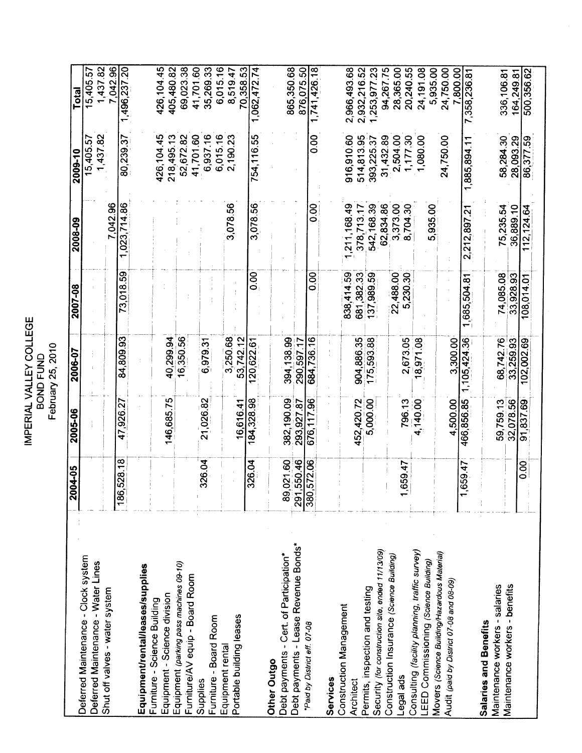# IMPERIAL VALLEY COLLEGE
## BOND FUND
### February 25, 2010

| | 2004-05 | 2005-06 | 2006-07 | 2007-08 | 2008-09 | 2009-10 | Total |
|---|---|---|---|---|---|---|---|
| Deferred Maintenance - Clock system | | | | | | 15,405.57 | 15,405.57 |
| Deferred Maintenance - Water Lines | | | | | | 1,437.82 | 1,437.82 |
| Shut off valves - water system | | | | | 7,042.96 | | 7,042.96 |
| | 186,528.18 | 47,926.27 | 84,809.93 | 73,018.59 | 1,023,714.86 | 80,239.37 | 1,496,237.20 |
| **Equipment/rental/leases/supplies** | | | | | | | |
| Furniture - Science Building | | | | | | 426,104.45 | 426,104.45 |
| Equipment - Science division | | 146,685.75 | 40,299.94 | | | 218,495.13 | 405,480.82 |
| Equipment *(parking pass machines 09-10)* | | | 16,350.56 | | | 52,672.82 | 69,023.38 |
| Furniture/AV equip - Board Room | | | | | | 41,701.60 | 41,701.60 |
| Supplies | 326.04 | 21,026.82 | 6,979.31 | | | 6,937.16 | 35,269.33 |
| Furniture - Board Room | | | | | | 6,015.16 | 6,015.16 |
| Equipment rental | | | 3,250.68 | | 3,078.56 | 2,190.23 | 8,519.47 |
| Portable building leases | | 16,616.41 | 53,742.12 | | | | 70,358.53 |
| | 326.04 | 184,328.98 | 120,622.61 | 0.00 | 3,078.56 | 754,116.55 | 1,062,472.74 |
| **Other Outgo** | | | | | | | |
| Debt payments - Cert. of Participation* | 89,021.60 | 382,190.09 | 394,138.99 | | | | 865,350.68 |
| Debt payments - Lease Revenue Bonds* | 291,550.46 | 293,927.87 | 290,597.17 | | | | 876,075.50 |
| *Paid by District eff. 07-08* | 380,572.06 | 676,117.96 | 684,736.16 | 0.00 | 0.00 | 0.00 | 1,741,426.18 |
| **Services** | | | | | | | |
| Construction Management | | | | 838,414.59 | 1,211,168.49 | 916,910.60 | 2,966,493.68 |
| Architect | | 452,420.72 | 904,886.35 | 681,382.33 | 378,713.17 | 514,813.95 | 2,932,216.52 |
| Permits, inspection and testing | | 5,000.00 | 175,593.88 | 137,989.59 | 542,168.39 | 393,225.37 | 1,253,977.23 |
| Security *(for construction site, ended 11/13/09)* | | | | | 62,834.86 | 31,432.89 | 94,267.75 |
| Construction Insurance *(Science Building)* | | | | 22,488.00 | 3,373.00 | 2,504.00 | 28,365.00 |
| Legal ads | 1,659.47 | 796.13 | 2,673.05 | 5,230.30 | 8,704.30 | 1,177.30 | 20,240.55 |
| Consulting *(facility planning, traffic survey)* | | 4,140.00 | 18,971.08 | | | 1,080.00 | 24,191.08 |
| LEED Commissioning *(Science Building)* | | | | | 5,935.00 | | 5,935.00 |
| Movers *(Science Building/Hazardous Material)* | | | | | | 24,750.00 | 24,750.00 |
| Audit *(paid by District 07-08 and 08-09)* | | 4,500.00 | 3,300.00 | | | | 7,800.00 |
| | 1,659.47 | 466,856.85 | 1,105,424.36 | 1,685,504.81 | 2,212,897.21 | 1,885,894.11 | 7,358,236.81 |
| **Salaries and Benefits** | | | | | | | |
| Maintenance workers - salaries | | 59,759.13 | 68,742.76 | 74,085.08 | 75,235.54 | 58,284.30 | 336,106.81 |
| Maintenance workers - benefits | | 32,078.56 | 33,259.93 | 33,928.93 | 36,889.10 | 28,093.29 | 164,249.81 |
| | 0.00 | 91,837.69 | 102,002.69 | 108,014.01 | 112,124.64 | 86,377.59 | 500,356.62 |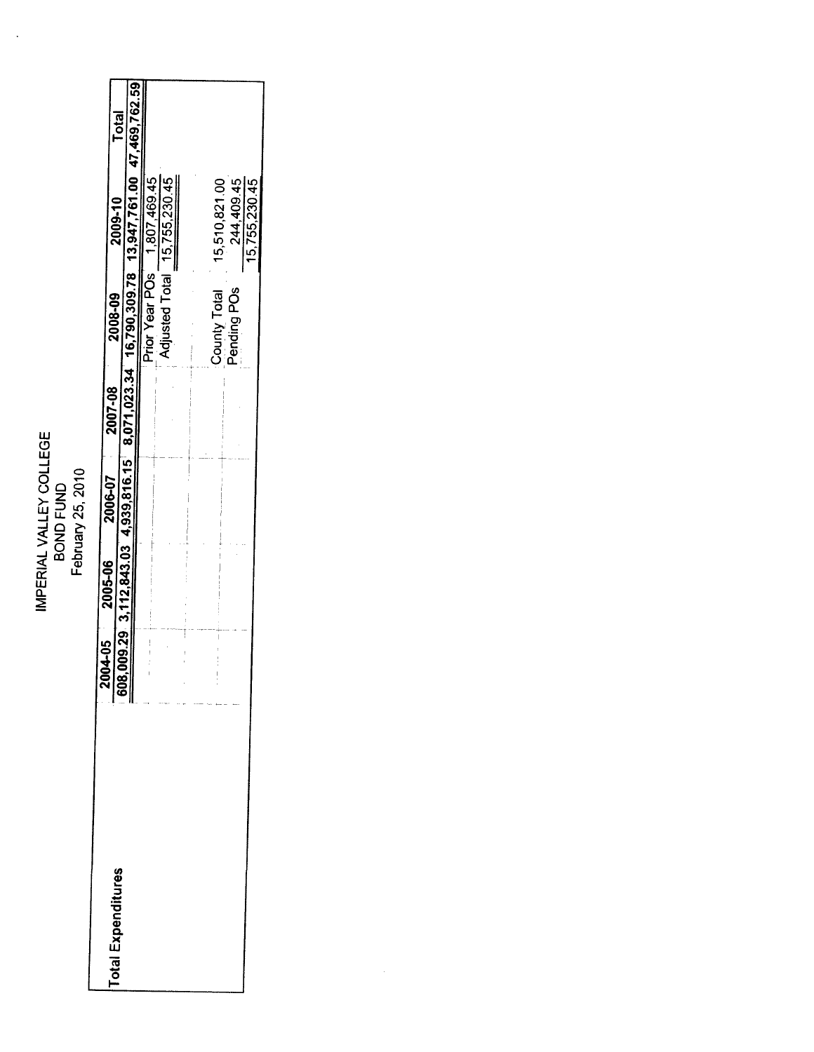# IMPERIAL VALLEY COLLEGE
## BOND FUND
### February 25, 2010

| | 2004-05 | 2005-06 | 2006-07 | 2007-08 | 2008-09 | 2009-10 | Total |
|---|---|---|---|---|---|---|---|
| Total Expenditures | 608,009.29 | 3,112,843.03 | 4,939,816.15 | 8,071,023.34 | 16,790,309.78 | 13,947,761.00 | 47,469,762.59 |
| | | | | | Prior Year POs | 1,807,469.45 | |
| | | | | | Adjusted Total | 15,755,230.45 | |
| | | | | | | | |
| | | | | | County Total | 15,510,821.00 | |
| | | | | | Pending POs | 244,409.45 | |
| | | | | | | 15,755,230.45 | |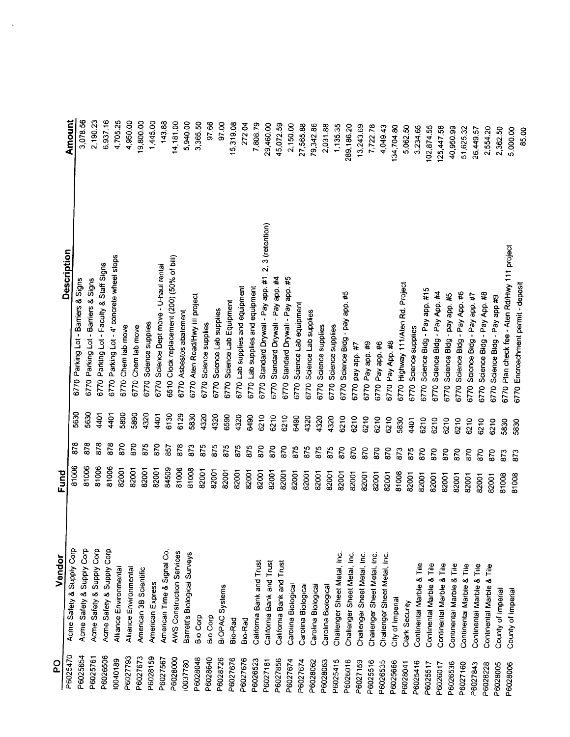| PO | Vendor | Fund | | | Description | Amount |
|---|---|---|---|---|---|---|
| P6025470 | Acme Safety & Supply Corp | 81006 | 878 | 5630 | 6770 Parking Lot - Barriers & Signs | 3,078.56 |
| P6025654 | Acme Safety & Supply Corp | 81006 | 878 | 5630 | 6770 Parking Lot - Barriers & Signs | 2,190.23 |
| P6025761 | Acme Safety & Supply Corp | 81006 | 878 | 4401 | 6770 Parking Lot - Faculty & Staff Signs | 6,937.16 |
| P6026506 | Acme Safety & Supply Corp | 81006 | 878 | 4401 | 6770 Parking Lot - 4' concrete wheel stops | 4,705.25 |
| I0040189 | Alliance Environmental | 82001 | 870 | 5890 | 6770 Chem lab move | 4,950.00 |
| P6027793 | Alliance Environmental | 82001 | 870 | 5890 | 6770 Chem lab move | 19,800.00 |
| P6027673 | American 3B Scientific | 82001 | 875 | 4320 | 6770 Science supplies | 1,445.00 |
| P6028159 | American Express | 82001 | 870 | 4401 | 6770 Science Dept move - U-haul rental | 143.88 |
| P6027567 | American Time & Signal Co. | 84509 | 857 | 6130 | 6510 Clock replacement (200) (50% of bill) | 14,181.00 |
| P6028000 | AWS Construction Services | 81006 | 878 | 6129 | 6770 Asbestos abatement | 5,940.00 |
| I0037780 | Barrett's Biological Surveys | 81008 | 873 | 5830 | 6770 Aten Road/Hwy III project | 3,365.50 |
| P6028048 | Bio Corp | 82001 | 875 | 4320 | 6770 Science supplies | 97.66 |
| P6028640 | Bio Corp | 82001 | 875 | 4320 | 6770 Science Lab supplies | 97.00 |
| P6028726 | BIOPAC Systems | 82001 | 875 | 6590 | 6770 Science Lab Equipment | 15,319.08 |
| P6027676 | Bio-Rad | 82001 | 875 | 4320 | 6770 Lab supplies and equipment | 272.04 |
| P6027676 | Bio-Rad | 82001 | 875 | 6490 | 6770 Lab supplies and equipment | 7,808.79 |
| P6026523 | California Bank and Trust | 82001 | 870 | 6210 | 6770 Standard Drywall - Pay app. #1, 2, 3 (retention) | 29,460.00 |
| P6027181 | California Bank and Trust | 82001 | 870 | 6210 | 6770 Standard Drywall - Pay app. #4 | 45,072.59 |
| P6027856 | California Bank and Trust | 82001 | 870 | 6210 | 6770 Standard Drywall - Pay app. #5 | 2,150.00 |
| P6027674 | Carolina Biological | 82001 | 875 | 6490 | 6770 Science Lab equipment | 27,565.88 |
| P6027674 | Carolina Biological | 82001 | 875 | 4320 | 6770 Science Lab supplies | 79,342.86 |
| P6028062 | Carolina Biological | 82001 | 875 | 4320 | 6770 Science supplies | 2,031.88 |
| P6028063 | Carolina Biological | 82001 | 875 | 4320 | 6770 Science supplies | 1,135.35 |
| P6025415 | Challenger Sheet Metal, Inc. | 82001 | 870 | 6210 | 6770 Science Bldg - pay app. #5 | 289,186.20 |
| P6026016 | Challenger Sheet Metal, Inc. | 82001 | 870 | 6210 | 6770 pay app. #7 | 13,243.69 |
| P6027159 | Challenger Sheet Metal, Inc. | 82001 | 870 | 6210 | 6770 Pay app. #9 | 7,722.78 |
| P6025516 | Challenger Sheet Metal, Inc. | 82001 | 870 | 6210 | 6770 Pay app. #6 | 4,049.43 |
| P6026535 | Challenger Sheet Metal, Inc. | 82001 | 870 | 6210 | 6770 Pay App. #8 | 134,704.80 |
| P6025666 | City of Imperial | 81008 | 873 | 5830 | 6770 Highway 111/Aten Rd. Project | 5,062.50 |
| P6028041 | Clark Security | 82001 | 875 | 4401 | 6770 Science supplies | 3,234.65 |
| P6025416 | Continental Marble & Tile | 82001 | 870 | 6210 | 6770 Science Bldg - Pay app. #15 | 102,874.55 |
| P6025517 | Continental Marble & Tile | 82001 | 870 | 6210 | 6770 Science Bldg - Pay App. #4 | 125,447.58 |
| P6026017 | Continental Marble & Tile | 82001 | 870 | 6210 | 6770 Science Bldg - pay app. #5 | 40,950.99 |
| P6026536 | Continental Marble & Tile | 82001 | 870 | 6210 | 6770 Science Bldg - Pay App. #6 | 51,625.32 |
| P6027160 | Continental Marble & Tile | 82001 | 870 | 6210 | 6770 Science Bldg - Pay app. #7 | 26,449.57 |
| P6027843 | Continental Marble & Tile | 82001 | 870 | 6210 | 6770 Science Bldg - Pay App. #8 | 2,554.20 |
| P6028228 | Continental Marble & Tile | 82001 | 870 | 6210 | 6770 Science Bldg - Pay app #9 | 2,362.50 |
| P6028005 | County of Imperial | 81008 | 873 | 5830 | 6770 Plan check fee - Aten Rd/Hwy 111 project | 5,000.00 |
| P6028006 | County of Imperial | 81008 | 873 | 5830 | 6770 Encroachment permit - deposit | 85.00 |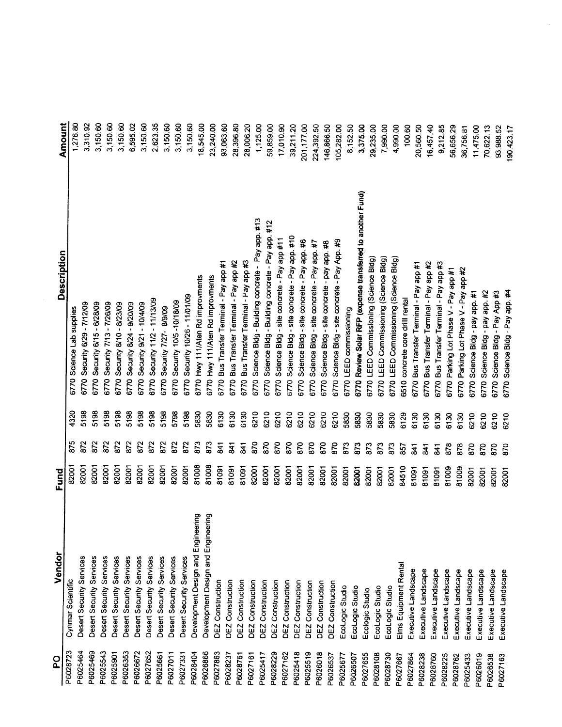| PO | Vendor | Fund | | | Description | Amount |
|---|---|---|---|---|---|---|
| P6028723 | Cynmar Scientific | 82001 | 875 | 4320 | 6770 Science Lab supplies | 1,276.80 |
| P6025464 | Desert Security Services | 82001 | 872 | 5198 | 6770 Security 6/29 - 7/12/09 | 3,310.92 |
| P6025469 | Desert Security Services | 82001 | 872 | 5198 | 6770 Security 6/15 - 6/28/09 | 3,150.60 |
| P6025543 | Desert Security Services | 82001 | 872 | 5198 | 6770 Security 7/13 - 7/26/09 | 3,150.60 |
| P6025901 | Desert Security Services | 82001 | 872 | 5198 | 6770 Security 8/10 - 8/23/09 | 3,150.60 |
| P6026353 | Desert Security Services | 82001 | 872 | 5198 | 6770 Security 8/24 - 9/20/09 | 6,595.02 |
| P6026672 | Desert Security Services | 82001 | 872 | 5198 | 6770 Security 9/21 - 10/4/09 | 3,150.60 |
| P6027652 | Desert Security Services | 82001 | 872 | 5198 | 6770 Security 11/2 - 11/13/09 | 2,623.35 |
| P6025661 | Desert Security Services | 82001 | 872 | 5198 | 6770 Security 7/27 - 8/9/09 | 3,150.60 |
| P6027011 | Desert Security Services | 82001 | 872 | 5798 | 6770 Security 10/5 -10/18/09 | 3,150.60 |
| P6027331 | Desert Security Services | 82001 | 872 | 5198 | 6770 Security 10/26 - 11/01/09 | 3,150.60 |
| P6028404 | Development Design and Engineering | 81008 | 873 | 5830 | 6770 Hwy 111/Aten Rd improvments | 18,545.00 |
| P6026866 | Development Design and Engineering | 81008 | 873 | 5830 | 6770 Hwy 111/Aten Rd improvments | 23,240.00 |
| P6027863 | DEZ Construction | 81091 | 841 | 6130 | 6770 Bus Transfer Terminal - Pay app #1 | 93,063.60 |
| P6028237 | DEZ Construction | 81091 | 841 | 6130 | 6770 Bus Transfer Terminal - Pay app #2 | 28,396.80 |
| P6028761 | DEZ Construction | 81091 | 841 | 6130 | 6770 Bus Transfer Terminal - Pay app #3 | 28,006.20 |
| P6027161 | DEZ Construction | 82001 | 870 | 6210 | 6770 Science Bldg - Building concrete - Pay app. #13 | 1,125.00 |
| P6025417 | DEZ Construction | 82001 | 870 | 6210 | 6770 Science Bldg - Building concrete - Pay app. #12 | 59,859.00 |
| P6028229 | DEZ Construction | 82001 | 870 | 6210 | 6770 Science Bldg - site concrete - Pay app #11 | 17,010.90 |
| P6027162 | DEZ Construction | 82001 | 870 | 6210 | 6770 Science Bldg - site concrete - Pay app. #10 | 39,211.20 |
| P6025418 | DEZ Construction | 82001 | 870 | 6210 | 6770 Science Bldg - site concrete - Pay app. #6 | 201,177.00 |
| P6025519 | DEZ Construction | 82001 | 870 | 6210 | 6770 Science Bldg - site concrete - Pay app. #7 | 224,392.50 |
| P6026018 | DEZ Construction | 82001 | 870 | 6210 | 6770 Science Bldg - site concrete - pay app. #8 | 146,866.50 |
| P6026537 | DEZ Construction | 82001 | 870 | 6210 | 6770 Science Bldg - site concrete - Pay App. #9 | 105,282.00 |
| P6025677 | EcoLogic Studio | 82001 | 873 | 5830 | 6770 LEED commissioning | 8,152.50 |
| P6026507 | **EcoLogic Studio** | **82001** | **873** | **5830** | **6770 Review Solar RFP (expense transferred to another Fund)** | **3,375.00** |
| P6027655 | Ecologic Studio | 82001 | 873 | 5830 | 6770 LEED Commissioning (Science Bldg) | 29,235.00 |
| P6028108 | EcoLogic Studio | 82001 | 873 | 5830 | 6770 LEED Commissioning (Science Bldg) | 7,990.00 |
| P6028730 | EcoLogic Studio | 82001 | 873 | 5830 | 6770 LEED Commissioning (Science Bldg) | 4,990.00 |
| P6027667 | Elms Equipment Rental | 84510 | 857 | 6129 | 6510 concrete core drilll rental | 100.60 |
| P6027864 | Executive Landscape | 81091 | 841 | 6130 | 6770 Bus Transfer Terminal - Pay app #1 | 20,560.50 |
| P6028238 | Executive Landscape | 81091 | 841 | 6130 | 6770 Bus Transfer Terminal - Pay app #2 | 16,457.40 |
| P6028760 | Executive Landscape | 81091 | 841 | 6130 | 6770 Bus Transfer Terminal - Pay app #3 | 9,212.85 |
| P6028225 | Executive Landscape | 81009 | 878 | 6130 | 6770 Parking Lot Phase V - Pay app #1 | 56,656.29 |
| P6028762 | Executive Landscape | 81009 | 878 | 6130 | 6770 Parking Lot Phase V - Pay app #2 | 36,756.81 |
| P6025433 | Executive Landscape | 82001 | 870 | 6210 | 6770 Science Bldg - pay app. #1 | 11,475.00 |
| P6026019 | Executive Landscape | 82001 | 870 | 6210 | 6770 Science Bldg - pay app. #2 | 70,622.13 |
| P6026538 | Executive Landscape | 82001 | 870 | 6210 | 6770 Science Bldg - Pay App #3 | 93,988.52 |
| P6027163 | Executive Landscape | 82001 | 870 | 6210 | 6770 Science Bldg - Pay app. #4 | 190,423.17 |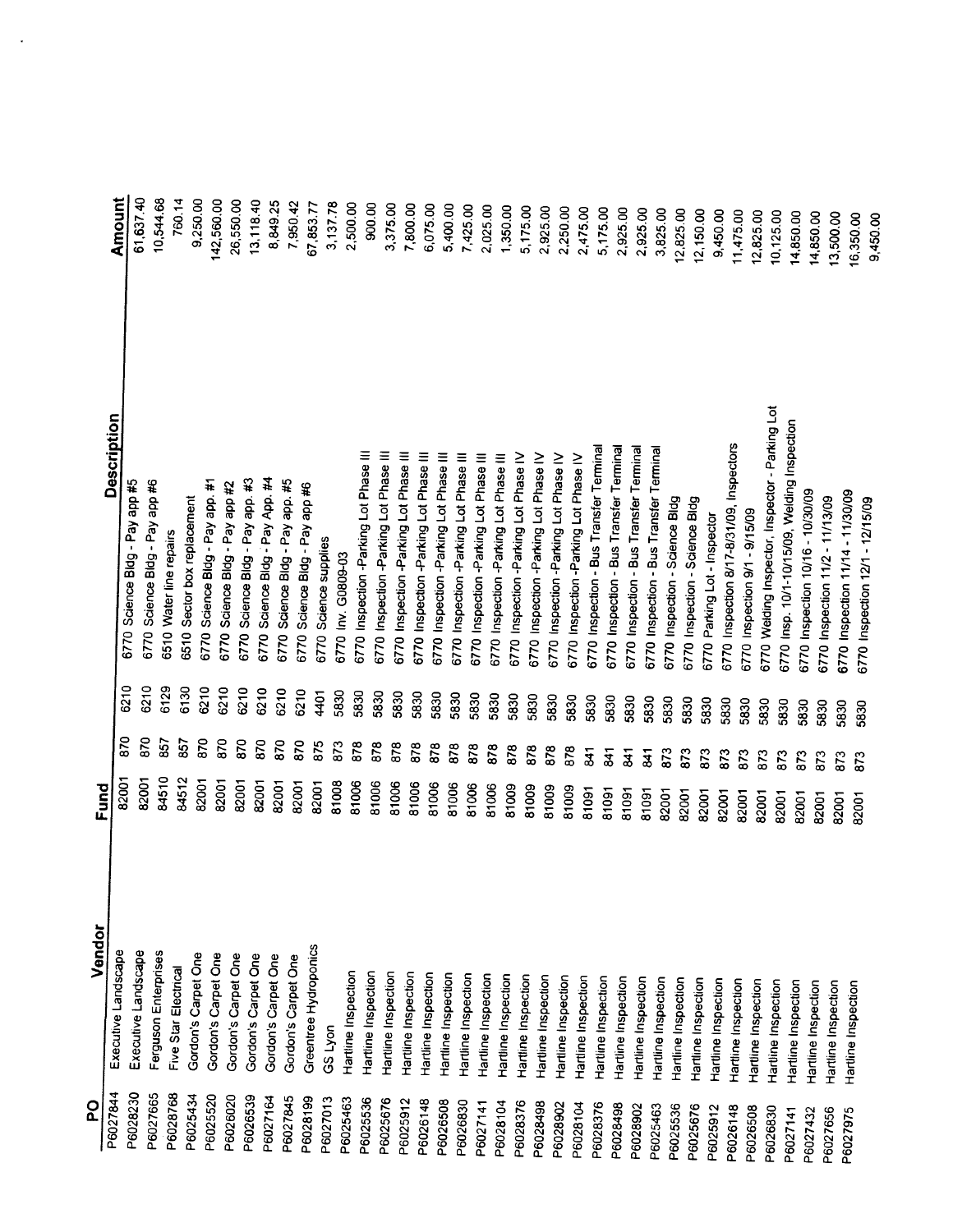| PO | Vendor | Fund | | | Description | Amount |
|---|---|---|---|---|---|---|
| P6027844 | Executive Landscape | 82001 | 870 | 6210 | 6770 Science Bldg - Pay app #5 | 61,637.40 |
| P6028230 | Executive Landscape | 82001 | 870 | 6210 | 6770 Science Bldg - Pay app #6 | 10,544.68 |
| P6027665 | Ferguson Enterprises | 84510 | 857 | 6129 | 6510 Water line repairs | 760.14 |
| P6028768 | Five Star Electrical | 84512 | 857 | 6130 | 6510 Sector box replacement | 9,250.00 |
| P6025434 | Gordon's Carpet One | 82001 | 870 | 6210 | 6770 Science Bldg - Pay app. #1 | 142,560.00 |
| P6025520 | Gordon's Carpet One | 82001 | 870 | 6210 | 6770 Science Bldg - Pay app #2 | 26,550.00 |
| P6026020 | Gordon's Carpet One | 82001 | 870 | 6210 | 6770 Science Bldg - Pay app. #3 | 13,118.40 |
| P6026539 | Gordon's Carpet One | 82001 | 870 | 6210 | 6770 Science Bldg - Pay App. #4 | 8,849.25 |
| P6027164 | Gordon's Carpet One | 82001 | 870 | 6210 | 6770 Science Bldg - Pay app. #5 | 7,950.42 |
| P6027845 | Gordon's Carpet One | 82001 | 870 | 6210 | 6770 Science Bldg - Pay app #6 | 67,853.77 |
| P6028199 | Greentree Hydroponics | 82001 | 875 | 4401 | 6770 Science supplies | 3,137.78 |
| P6027013 | GS Lyon | 81008 | 873 | 5830 | 6770 Inv. G0809-03 | 2,500.00 |
| P6025463 | Hartline Inspection | 81006 | 878 | 5830 | 6770 Inspection -Parking Lot Phase III | 900.00 |
| P6025536 | Hartline Inspection | 81006 | 878 | 5830 | 6770 Inspection -Parking Lot Phase III | 3,375.00 |
| P6025676 | Hartline Inspection | 81006 | 878 | 5830 | 6770 Inspection -Parking Lot Phase III | 7,800.00 |
| P6025912 | Hartline Inspection | 81006 | 878 | 5830 | 6770 Inspection -Parking Lot Phase III | 6,075.00 |
| P6026148 | Hartline Inspection | 81006 | 878 | 5830 | 6770 Inspection -Parking Lot Phase III | 5,400.00 |
| P6026508 | Hartline Inspection | 81006 | 878 | 5830 | 6770 Inspection -Parking Lot Phase III | 7,425.00 |
| P6026830 | Hartline Inspection | 81006 | 878 | 5830 | 6770 Inspection -Parking Lot Phase III | 2,025.00 |
| P6027141 | Hartline Inspection | 81006 | 878 | 5830 | 6770 Inspection -Parking Lot Phase III | 1,350.00 |
| P6028104 | Hartline Inspection | 81009 | 878 | 5830 | 6770 Inspection -Parking Lot Phase IV | 5,175.00 |
| P6028376 | Hartline Inspection | 81009 | 878 | 5830 | 6770 Inspection -Parking Lot Phase IV | 2,925.00 |
| P6028498 | Hartline Inspection | 81009 | 878 | 5830 | 6770 Inspection -Parking Lot Phase IV | 2,250.00 |
| P6028902 | Hartline Inspection | 81009 | 878 | 5830 | 6770 Inspection -Parking Lot Phase IV | 2,475.00 |
| P6028104 | Hartline Inspection | 81091 | 841 | 5830 | 6770 Inspection - Bus Transfer Terminal | 5,175.00 |
| P6028376 | Hartline Inspection | 81091 | 841 | 5830 | 6770 Inspection - Bus Transfer Terminal | 2,925.00 |
| P6028498 | Hartline Inspection | 81091 | 841 | 5830 | 6770 Inspection - Bus Transfer Terminal | 2,925.00 |
| P6028902 | Hartline Inspection | 81091 | 841 | 5830 | 6770 Inspection - Bus Transfer Terminal | 3,825.00 |
| P6025463 | Hartline Inspection | 82001 | 873 | 5830 | 6770 Inspection - Science Bldg | 12,825.00 |
| P6025536 | Hartline Inspection | 82001 | 873 | 5830 | 6770 Inspection - Science Bldg | 12,150.00 |
| P6025676 | Hartline Inspection | 82001 | 873 | 5830 | 6770 Parking Lot - Inspector | 9,450.00 |
| P6025912 | Hartline Inspection | 82001 | 873 | 5830 | 6770 Inspection 8/17-8/31/09, Inspectors | 11,475.00 |
| P6026148 | Hartline Inspection | 82001 | 873 | 5830 | 6770 Inspection 9/1 - 9/15/09 | 12,825.00 |
| P6026508 | Hartline Inspection | 82001 | 873 | 5830 | 6770 Welding Inspector, Inspector - Parking Lot | 10,125.00 |
| P6026830 | Hartline Inspection | 82001 | 873 | 5830 | 6770 Insp. 10/1-10/15/09, Welding Inspection | 14,850.00 |
| P6027141 | Hartline Inspection | 82001 | 873 | 5830 | 6770 Inspection 10/16 - 10/30/09 | 14,850.00 |
| P6027432 | Hartline Inspection | 82001 | 873 | 5830 | 6770 Inspection 11/2 - 11/13/09 | 13,500.00 |
| P6027656 | Hartline Inspection | 82001 | 873 | 5830 | 6770 Inspection 11/14 - 11/30/09 | 16,350.00 |
| P6027975 | Hartline Inspection | 82001 | 873 | 5830 | 6770 Inspection 12/1 - 12/15/09 | 9,450.00 |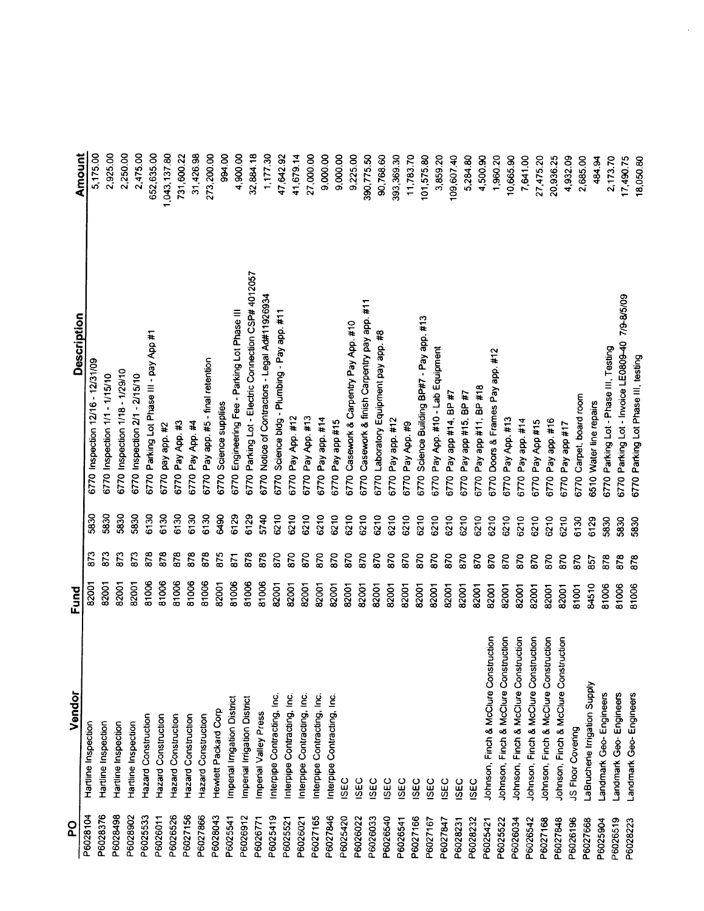| PO | Vendor | Fund | | | Description | Amount |
|---|---|---|---|---|---|---|
| P6028104 | Hartline Inspection | 82001 | 873 | 5830 | 6770 Inspection 12/16 - 12/31/09 | 5,175.00 |
| P6028376 | Hartline Inspection | 82001 | 873 | 5830 | 6770 Inspection 1/1 - 1/15/10 | 2,925.00 |
| P6028498 | Hartline Inspection | 82001 | 873 | 5830 | 6770 Inspection 1/18 - 1/29/10 | 2,250.00 |
| P6028902 | Hartline Inspection | 82001 | 873 | 5830 | 6770 Inspection 2/1 - 2/15/10 | 2,475.00 |
| P6025533 | Hazard Construction | 81006 | 878 | 6130 | 6770 Parking Lot Phase III - pay App #1 | 652,635.00 |
| P6026011 | Hazard Construction | 81006 | 878 | 6130 | 6770 pay app. #2 | 1,043,137.80 |
| P6026526 | Hazard Construction | 81006 | 878 | 6130 | 6770 Pay App. #3 | 731,600.22 |
| P6027156 | Hazard Construction | 81006 | 878 | 6130 | 6770 Pay App. #4 | 31,426.98 |
| P6027866 | Hazard Construction | 81006 | 878 | 6130 | 6770 Pay app. #5 - final retention | 273,200.00 |
| P6028043 | Hewlett Packard Corp | 82001 | 875 | 6490 | 6770 Science supplies | 994.00 |
| P6025541 | Imperial Irrigation District | 81006 | 871 | 6129 | 6770 Engineering Fee - Parking Lot Phase III | 4,900.00 |
| P6026912 | Imperial Irrigation District | 81006 | 878 | 6129 | 6770 Parking Lot - Electric Connection CSP# 4012057 | 32,884.18 |
| P6026771 | Imperial Valley Press | 81006 | 878 | 5740 | 6770 Notice of Contractors - Legal Ad#11926934 | 1,177.30 |
| P6025419 | Interpipe Contracting, Inc. | 82001 | 870 | 6210 | 6770 Science bldg - Plumbing - Pay app. #11 | 47,642.92 |
| P6025521 | Interpipe Contracting, Inc. | 82001 | 870 | 6210 | 6770 Pay App. #12 | 41,679.14 |
| P6026021 | Interpipe Contracting, Inc. | 82001 | 870 | 6210 | 6770 Pay App. #13 | 27,000.00 |
| P6027165 | Interpipe Contracting, Inc. | 82001 | 870 | 6210 | 6770 Pay app. #14 | 9,000.00 |
| P6027846 | Interpipe Contracting, Inc. | 82001 | 870 | 6210 | 6770 Pay app #15 | 9,000.00 |
| P6025420 | ISEC | 82001 | 870 | 6210 | 6770 Casework & Carpentry Pay App. #10 | 9,225.00 |
| P6026022 | ISEC | 82001 | 870 | 6210 | 6770 Casework & finish Carpentry pay app. #11 | 390,775.50 |
| P6026033 | ISEC | 82001 | 870 | 6210 | 6770 Laboratory Equipment pay app. #8 | 90,768.60 |
| P6026540 | ISEC | 82001 | 870 | 6210 | 6770 Pay app. #12 | 393,369.30 |
| P6026541 | ISEC | 82001 | 870 | 6210 | 6770 Pay App. #9 | 11,783.70 |
| P6027166 | ISEC | 82001 | 870 | 6210 | 6770 Science Building BP#7 - Pay app. #13 | 101,575.80 |
| P6027167 | ISEC | 82001 | 870 | 6210 | 6770 Pay App. #10 - Lab Equipment | 3,859.20 |
| P6027847 | ISEC | 82001 | 870 | 6210 | 6770 Pay app #14, BP #7 | 109,607.40 |
| P6028231 | ISEC | 82001 | 870 | 6210 | 6770 Pay app #15, BP #7 | 5,284.80 |
| P6028232 | ISEC | 82001 | 870 | 6210 | 6770 Pay app #11, BP #18 | 4,500.90 |
| P6025421 | Johnson, Finch & McClure Construction | 82001 | 870 | 6210 | 6770 Doors & Frames Pay app. #12 | 1,960.20 |
| P6025522 | Johnson, Finch & McClure Construction | 82001 | 870 | 6210 | 6770 Pay App. #13 | 10,665.90 |
| P6026034 | Johnson, Finch & McClure Construction | 82001 | 870 | 6210 | 6770 Pay app. #14 | 7,641.00 |
| P6026542 | Johnson, Finch & McClure Construction | 82001 | 870 | 6210 | 6770 Pay App #15 | 27,475.20 |
| P6027168 | Johnson, Finch & McClure Construction | 82001 | 870 | 6210 | 6770 Pay app. #16 | 20,936.25 |
| P6027848 | Johnson, Finch & McClure Construction | 82001 | 870 | 6210 | 6770 Pay app #17 | 4,932.09 |
| P6026196 | JS Floor Covering | 81001 | 870 | 6130 | 6770 Carpet, board room | 2,685.00 |
| P6027668 | LaBrucherie Irrigation Supply | 84510 | 857 | 6129 | 6510 Water line repairs | 484.94 |
| P6025904 | Landmark Geo- Engineers | 81006 | 878 | 5830 | 6770 Parking Lot - Phase III, Testing | 2,173.70 |
| P6026519 | Landmark Geo- Engineers | 81006 | 878 | 5830 | 6770 Parking Lot - Invoice LE0809-40 7/9-8/5/09 | 17,490.75 |
| P6028223 | Landmark Geo- Engineers | 81006 | 878 | 5830 | 6770 Parking Lot Phase III, testing | 18,050.80 |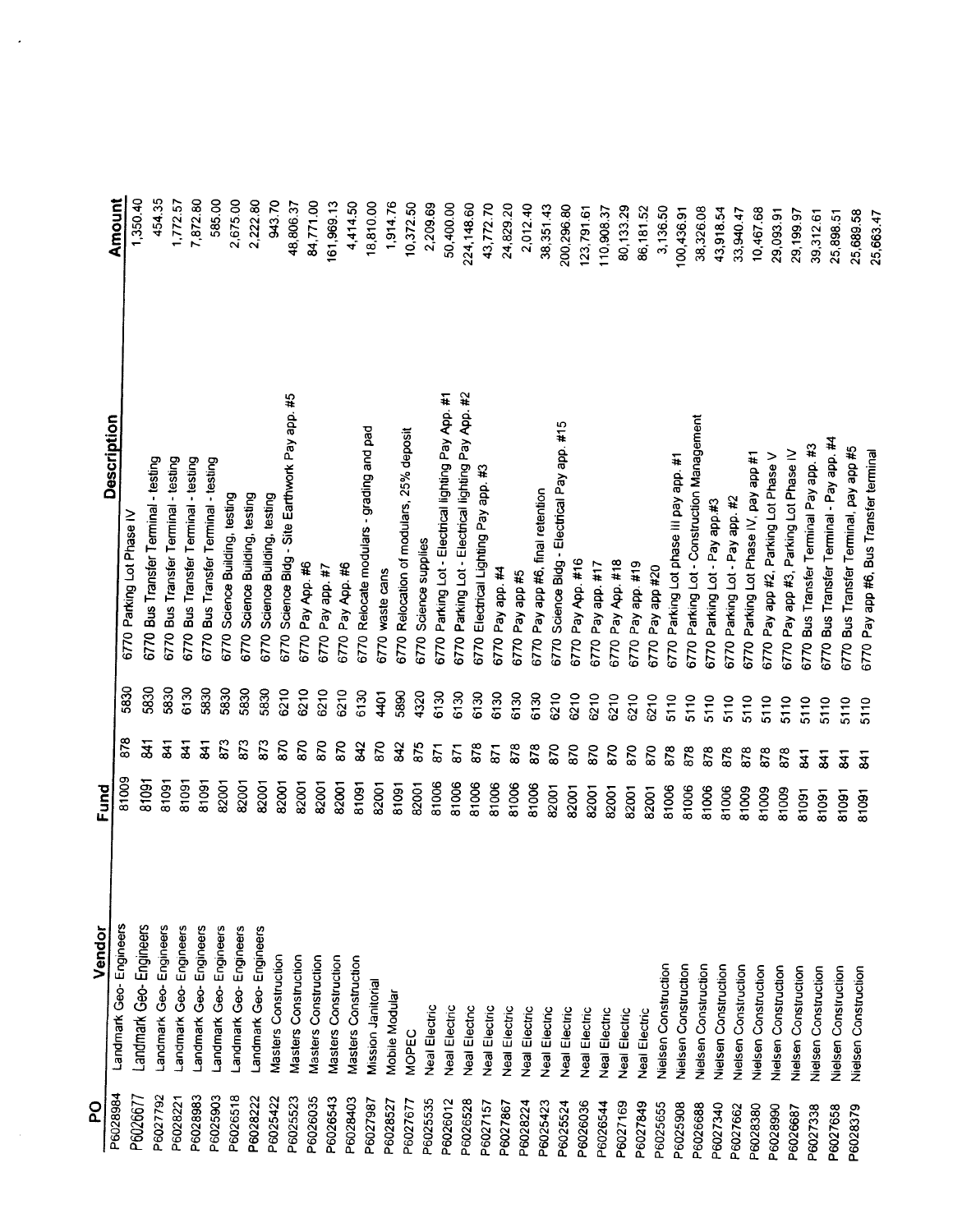| PO | Vendor | Fund | | | Description | Amount |
|---|---|---|---|---|---|---|
| P6028984 | Landmark Geo- Engineers | 81009 | 878 | 5830 | 6770 Parking Lot Phase IV | 1,350.40 |
| P6026677 | Landmark Geo- Engineers | 81091 | 841 | 5830 | 6770 Bus Transfer Terminal - testing | 454.35 |
| P6027792 | Landmark Geo- Engineers | 81091 | 841 | 5830 | 6770 Bus Transfer Terminal - testing | 1,772.57 |
| P6028221 | Landmark Geo- Engineers | 81091 | 841 | 6130 | 6770 Bus Transfer Terminal - testing | 7,872.80 |
| P6028983 | Landmark Geo- Engineers | 81091 | 841 | 5830 | 6770 Bus Transfer Terminal - testing | 585.00 |
| P6025903 | Landmark Geo- Engineers | 82001 | 873 | 5830 | 6770 Science Building, testing | 2,675.00 |
| P6026518 | Landmark Geo- Engineers | 82001 | 873 | 5830 | 6770 Science Building, testing | 2,222.80 |
| P6028222 | Landmark Geo- Engineers | 82001 | 873 | 5830 | 6770 Science Building, testing | 943.70 |
| P6025422 | Masters Construction | 82001 | 870 | 6210 | 6770 Science Bldg - Site Earthwork Pay app. #5 | 48,806.37 |
| P6025523 | Masters Construction | 82001 | 870 | 6210 | 6770 Pay App. #6 | 84,771.00 |
| P6026035 | Masters Construction | 82001 | 870 | 6210 | 6770 Pay app. #7 | 161,969.13 |
| P6026543 | Masters Construction | 82001 | 870 | 6210 | 6770 Pay App. #6 | 4,414.50 |
| P6028403 | Masters Construction | 81091 | 842 | 6130 | 6770 Relocate modulars - grading and pad | 18,810.00 |
| P6027987 | Mission Janitorial | 82001 | 870 | 4401 | 6770 waste cans | 1,914.76 |
| P6028527 | Mobile Modular | 81091 | 842 | 5890 | 6770 Relocation of modulars, 25% deposit | 10,372.50 |
| P6027677 | MOPEC | 82001 | 875 | 4320 | 6770 Science supplies | 2,209.69 |
| P6025535 | Neal Electric | 81006 | 871 | 6130 | 6770 Parking Lot - Electrical lighting Pay App. #1 | 50,400.00 |
| P6026012 | Neal Electric | 81006 | 871 | 6130 | 6770 Parking Lot - Electrical lighting Pay App. #2 | 224,148.60 |
| P6026528 | Neal Electric | 81006 | 878 | 6130 | 6770 Electrical Lighting Pay app. #3 | 43,772.70 |
| P6027157 | Neal Electric | 81006 | 871 | 6130 | 6770 Pay app. #4 | 24,829.20 |
| P6027867 | Neal Electric | 81006 | 878 | 6130 | 6770 Pay app #5 | 2,012.40 |
| P6028224 | Neal Electric | 81006 | 878 | 6130 | 6770 Pay app #6, final retention | 38,351.43 |
| P6025423 | Neal Electric | 82001 | 870 | 6210 | 6770 Science Bldg - Electrical Pay app. #15 | 200,296.80 |
| P6025524 | Neal Electric | 82001 | 870 | 6210 | 6770 Pay App. #16 | 123,791.61 |
| P6026036 | Neal Electric | 82001 | 870 | 6210 | 6770 Pay app. #17 | 110,908.37 |
| P6026544 | Neal Electric | 82001 | 870 | 6210 | 6770 Pay App. #18 | 80,133.29 |
| P6027169 | Neal Electric | 82001 | 870 | 6210 | 6770 Pay app. #19 | 86,181.52 |
| P6027849 | Neal Electric | 82001 | 870 | 6210 | 6770 Pay app #20 | 3,136.50 |
| P6025655 | Nielsen Construction | 81006 | 878 | 5110 | 6770 Parking Lot phase III pay app. #1 | 100,436.91 |
| P6025908 | Nielsen Construction | 81006 | 878 | 5110 | 6770 Parking Lot - Construction Management | 38,326.08 |
| P6026688 | Nielsen Construction | 81006 | 878 | 5110 | 6770 Parking Lot - Pay app.#3 | 43,918.54 |
| P6027340 | Nielsen Construction | 81006 | 878 | 5110 | 6770 Parking Lot - Pay app. #2 | 33,940.47 |
| P6027662 | Nielsen Construction | 81009 | 878 | 5110 | 6770 Parking Lot Phase IV, pay app #1 | 10,467.68 |
| P6028380 | Nielsen Construction | 81009 | 878 | 5110 | 6770 Pay app #2, Parking Lot Phase V | 29,093.91 |
| P6028990 | Nielsen Construction | 81009 | 878 | 5110 | 6770 Pay app #3, Parking Lot Phase IV | 29,199.97 |
| P6026687 | Nielsen Construction | 81091 | 841 | 5110 | 6770 Bus Transfer Terminal Pay app. #3 | 39,312.61 |
| P6027338 | Nielsen Construction | 81091 | 841 | 5110 | 6770 Bus Transfer Terminal - Pay app. #4 | 25,898.51 |
| P6027658 | Nielsen Construction | 81091 | 841 | 5110 | 6770 Bus Transfer Terminal, pay app #5 | 25,689.58 |
| P6028379 | Nielsen Construction | 81091 | 841 | 5110 | 6770 Pay app #6, Bus Transfer terminal | 25,663.47 |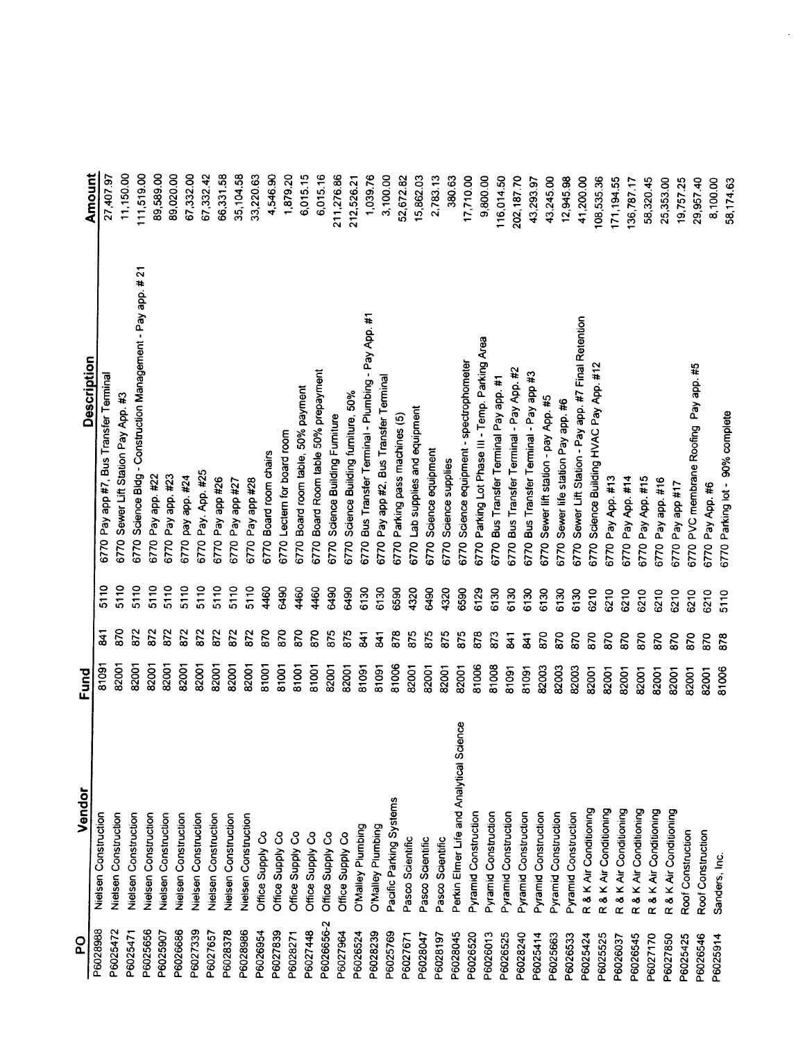| PO | Vendor | Fund | | | Description | Amount |
|---|---|---|---|---|---|---|
| P6028988 | Nielsen Construction | 81091 | 841 | 5110 | 6770 Pay app #7, Bus Transfer Terminal | 27,407.97 |
| P6025472 | Nielsen Construction | 82001 | 870 | 5110 | 6770 Sewer Lift Station Pay App. #3 | 11,150.00 |
| P6025471 | Nielsen Construction | 82001 | 872 | 5110 | 6770 Science Bldg - Construction Management - Pay app. # 21 | 111,519.00 |
| P6025656 | Nielsen Construction | 82001 | 872 | 5110 | 6770 Pay app. #22 | 89,589.00 |
| P6025907 | Nielsen Construction | 82001 | 872 | 5110 | 6770 Pay app. #23 | 89,020.00 |
| P6026686 | Nielsen Construction | 82001 | 872 | 5110 | 6770 pay app. #24 | 67,332.00 |
| P6027339 | Nielsen Construction | 82001 | 872 | 5110 | 6770 Pay. App. #25 | 67,332.42 |
| P6027657 | Nielsen Construction | 82001 | 872 | 5110 | 6770 Pay app #26 | 66,331.58 |
| P6028378 | Nielsen Construction | 82001 | 872 | 5110 | 6770 Pay app #27 | 35,104.58 |
| P6028986 | Nielsen Construction | 82001 | 872 | 5110 | 6770 Pay app #28 | 33,220.63 |
| P6026954 | Office Supply Co | 81001 | 870 | 4460 | 6770 Board room chairs | 4,546.90 |
| P6027839 | Office Supply Co | 81001 | 870 | 6490 | 6770 Lectern for board room | 1,879.20 |
| P6028271 | Office Supply Co | 81001 | 870 | 4460 | 6770 Board room table, 50% payment | 6,015.15 |
| P6027448 | Office Supply Co | 81001 | 870 | 4460 | 6770 Board Room table 50% prepayment | 6,015.16 |
| P6026656-2 | Office Supply Co | 82001 | 875 | 6490 | 6770 Science Building Furniture | 211,276.86 |
| P6027964 | Office Supply Co | 82001 | 875 | 6490 | 6770 Science Building furniture, 50% | 212,526.21 |
| P6026524 | O'Malley Plumbing | 81091 | 841 | 6130 | 6770 Bus Transfer Terminal - Plumbing - Pay App. #1 | 1,039.76 |
| P6028239 | O'Malley Plumbing | 81091 | 841 | 6130 | 6770 Pay app #2, Bus Transfer Terminal | 3,100.00 |
| P6025769 | Pacific Parking Systems | 81006 | 878 | 6590 | 6770 Parking pass machines (5) | 52,672.82 |
| P6027671 | Pasco Scientific | 82001 | 875 | 4320 | 6770 Lab supplies and equipment | 15,862.03 |
| P6028047 | Pasco Scientific | 82001 | 875 | 6490 | 6770 Science equipment | 2,783.13 |
| P6028197 | Pasco Scientific | 82001 | 875 | 4320 | 6770 Science supplies | 380.63 |
| P6028045 | Perkin Elmer Life and Analytical Science | 82001 | 875 | 6590 | 6770 Science equipment - spectrophometer | 17,710.00 |
| P6026520 | Pyramid Construction | 81006 | 878 | 6129 | 6770 Parking Lot Phase III - Temp. Parking Area | 9,800.00 |
| P6026013 | Pyramid Construction | 81008 | 873 | 6130 | 6770 Bus Transfer Terminal Pay app. #1 | 116,014.50 |
| P6026525 | Pyramid Construction | 81091 | 841 | 6130 | 6770 Bus Transfer Terminal - Pay App. #2 | 202,187.70 |
| P6028240 | Pyramid Construction | 81091 | 841 | 6130 | 6770 Bus Transfer Terminal - Pay app #3 | 43,293.97 |
| P6025414 | Pyramid Construction | 82003 | 870 | 6130 | 6770 Sewer lift station - pay App. #5 | 43,245.00 |
| P6025663 | Pyramid Construction | 82003 | 870 | 6130 | 6770 Sewer life station Pay app. #6 | 12,945.98 |
| P6026533 | Pyramid Construction | 82003 | 870 | 6130 | 6770 Sewer Lift Station - Pay app. #7 Final Retention | 41,200.00 |
| P6025424 | R & K Air Conditioning | 82001 | 870 | 6210 | 6770 Science Building HVAC Pay App. #12 | 108,535.36 |
| P6025525 | R & K Air Conditioning | 82001 | 870 | 6210 | 6770 Pay App. #13 | 171,194.55 |
| P6026037 | R & K Air Conditioning | 82001 | 870 | 6210 | 6770 Pay App. #14 | 136,787.17 |
| P6026545 | R & K Air Conditioning | 82001 | 870 | 6210 | 6770 Pay App. #15 | 58,320.45 |
| P6027170 | R & K Air Conditioning | 82001 | 870 | 6210 | 6770 Pay app. #16 | 25,353.00 |
| P6027850 | R & K Air Conditioning | 82001 | 870 | 6210 | 6770 Pay app #17 | 19,757.25 |
| P6025425 | Roof Construction | 82001 | 870 | 6210 | 6770 PVC membrane Roofing Pay app. #5 | 29,957.40 |
| P6026546 | Roof Construction | 82001 | 870 | 6210 | 6770 Pay App. #6 | 8,100.00 |
| P6025914 | Sanders, Inc. | 81006 | 878 | 5110 | 6770 Parking lot - 90% complete | 58,174.63 |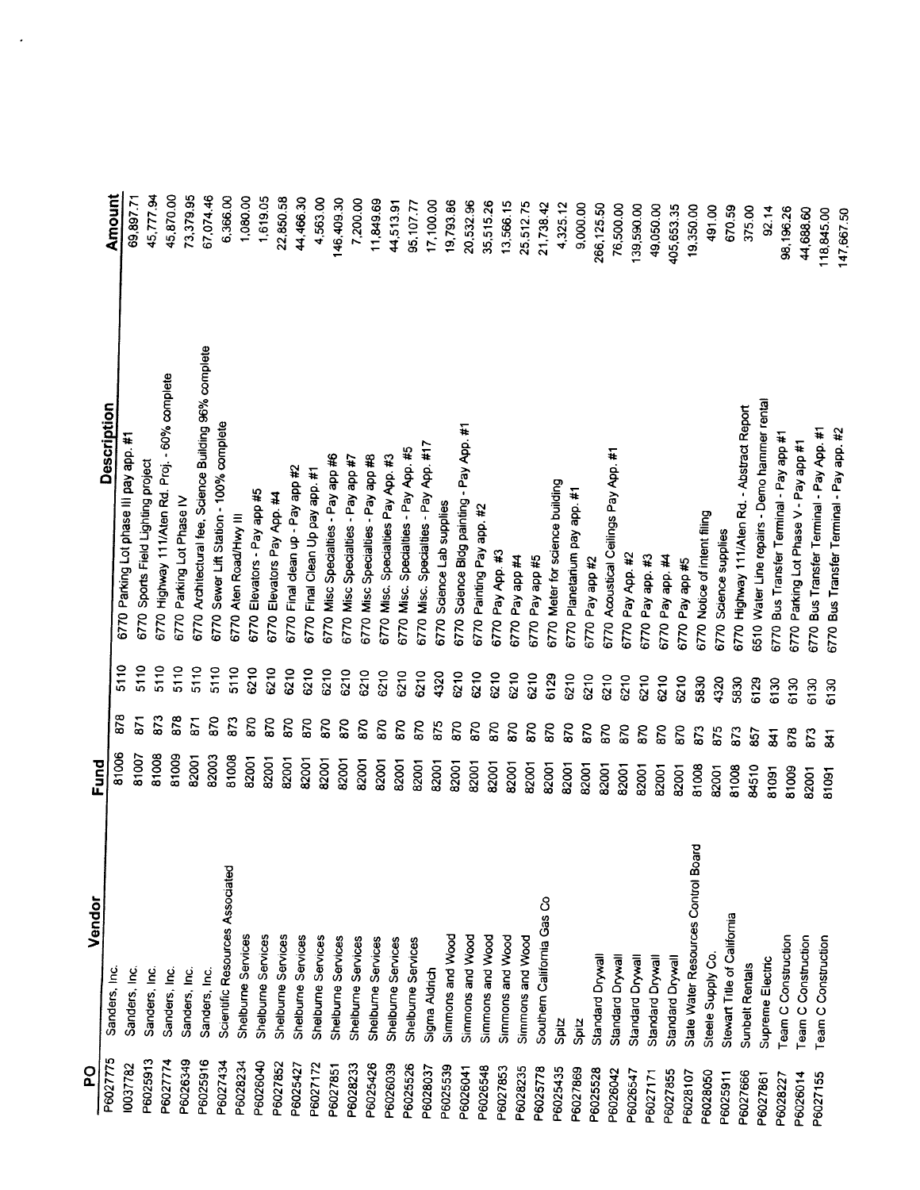| PO | Vendor | Fund | | | Description | Amount |
|---|---|---|---|---|---|---|
| P6027775 | Sanders, Inc. | 81006 | 878 | 5110 | 6770 Parking Lot phase III pay app. #1 | 69,897.71 |
| I0037782 | Sanders, Inc. | 81007 | 871 | 5110 | 6770 Sports Field Lighting project | 45,777.94 |
| P6025913 | Sanders, Inc. | 81008 | 873 | 5110 | 6770 Highway 111/Aten Rd. Proj. - 60% complete | 45,870.00 |
| P6027774 | Sanders, Inc. | 81009 | 878 | 5110 | 6770 Parking Lot Phase IV | 73,379.95 |
| P6026349 | Sanders, Inc. | 82001 | 871 | 5110 | 6770 Architectural fee, Science Building 96% complete | 67,074.46 |
| P6025916 | Sanders, Inc. | 82003 | 870 | 5110 | 6770 Sewer Lift Station - 100% complete | 6,366.00 |
| P6027434 | Scientific Resources Associated | 81008 | 873 | 5110 | 6770 Aten Road/Hwy III | 1,080.00 |
| P6028234 | Shelburne Services | 82001 | 870 | 6210 | 6770 Elevators - Pay app #5 | 1,619.05 |
| P6026040 | Shelburne Services | 82001 | 870 | 6210 | 6770 Elevators Pay App. #4 | 22,850.58 |
| P6027852 | Shelburne Services | 82001 | 870 | 6210 | 6770 Final clean up - Pay app #2 | 44,466.30 |
| P6025427 | Shelburne Services | 82001 | 870 | 6210 | 6770 Final Clean Up pay app. #1 | 4,563.00 |
| P6027172 | Shelburne Services | 82001 | 870 | 6210 | 6770 Misc Specialties - Pay app #6 | 146,409.30 |
| P6027851 | Shelburne Services | 82001 | 870 | 6210 | 6770 Misc Specialties - Pay app #7 | 7,200.00 |
| P6028233 | Shelburne Services | 82001 | 870 | 6210 | 6770 Misc Specialties - Pay app #8 | 11,849.69 |
| P6025426 | Shelburne Services | 82001 | 870 | 6210 | 6770 Misc. Specialties Pay App. #3 | 44,513.91 |
| P6026039 | Shelburne Services | 82001 | 870 | 6210 | 6770 Misc. Specialties - Pay App. #5 | 95,107.77 |
| P6025526 | Shelburne Services | 82001 | 870 | 6210 | 6770 Misc. Specialties - Pay App. #17 | 17,100.00 |
| P6028037 | Sigma Aldrich | 82001 | 875 | 4320 | 6770 Science Lab supplies | 19,793.86 |
| P6025539 | Simmons and Wood | 82001 | 870 | 6210 | 6770 Science Bldg painting - Pay App. #1 | 20,532.96 |
| P6026041 | Simmons and Wood | 82001 | 870 | 6210 | 6770 Painting Pay app. #2 | 35,515.26 |
| P6026548 | Simmons and Wood | 82001 | 870 | 6210 | 6770 Pay App. #3 | 13,566.15 |
| P6027853 | Simmons and Wood | 82001 | 870 | 6210 | 6770 Pay app #4 | 25,512.75 |
| P6028235 | Simmons and Wood | 82001 | 870 | 6210 | 6770 Pay app #5 | 21,738.42 |
| P6025778 | Southern California Gas Co | 82001 | 870 | 6129 | 6770 Meter for science building | 4,325.12 |
| P6025435 | Spitz | 82001 | 870 | 6210 | 6770 Planetarium pay app. #1 | 9,000.00 |
| P6027869 | Spitz | 82001 | 870 | 6210 | 6770 Pay app #2 | 266,125.50 |
| P6025528 | Standard Drywall | 82001 | 870 | 6210 | 6770 Acoustical Ceilings Pay App. #1 | 76,500.00 |
| P6026042 | Standard Drywall | 82001 | 870 | 6210 | 6770 Pay App. #2 | 139,590.00 |
| P6026547 | Standard Drywall | 82001 | 870 | 6210 | 6770 Pay app. #3 | 49,050.00 |
| P6027171 | Standard Drywall | 82001 | 870 | 6210 | 6770 Pay app. #4 | 405,653.35 |
| P6027855 | Standard Drywall | 82001 | 870 | 6210 | 6770 Pay app #5 | 19,350.00 |
| P6028107 | State Water Resources Control Board | 81008 | 873 | 5830 | 6770 Notice of intent filing | 491.00 |
| P6028050 | Steele Supply Co. | 82001 | 875 | 4320 | 6770 Science supplies | 670.59 |
| P6025911 | Stewart Title of California | 81008 | 873 | 5830 | 6770 Highway 111/Aten Rd. - Abstract Report | 375.00 |
| P6027666 | Sunbelt Rentals | 84510 | 857 | 6129 | 6510 Water Line repairs - Demo hammer rental | 92.14 |
| P6027861 | Supreme Electric | 81091 | 841 | 6130 | 6770 Bus Transfer Terminal - Pay app #1 | 98,196.26 |
| P6028227 | Team C Construction | 81009 | 878 | 6130 | 6770 Parking Lot Phase V - Pay app #1 | 44,688.60 |
| P6026014 | Team C Construction | 82001 | 873 | 6130 | 6770 Bus Transfer Terminal - Pay App. #1 | 118,845.00 |
| P6027155 | Team C Construction | 81091 | 841 | 6130 | 6770 Bus Transfer Terminal - Pay app. #2 | 147,667.50 |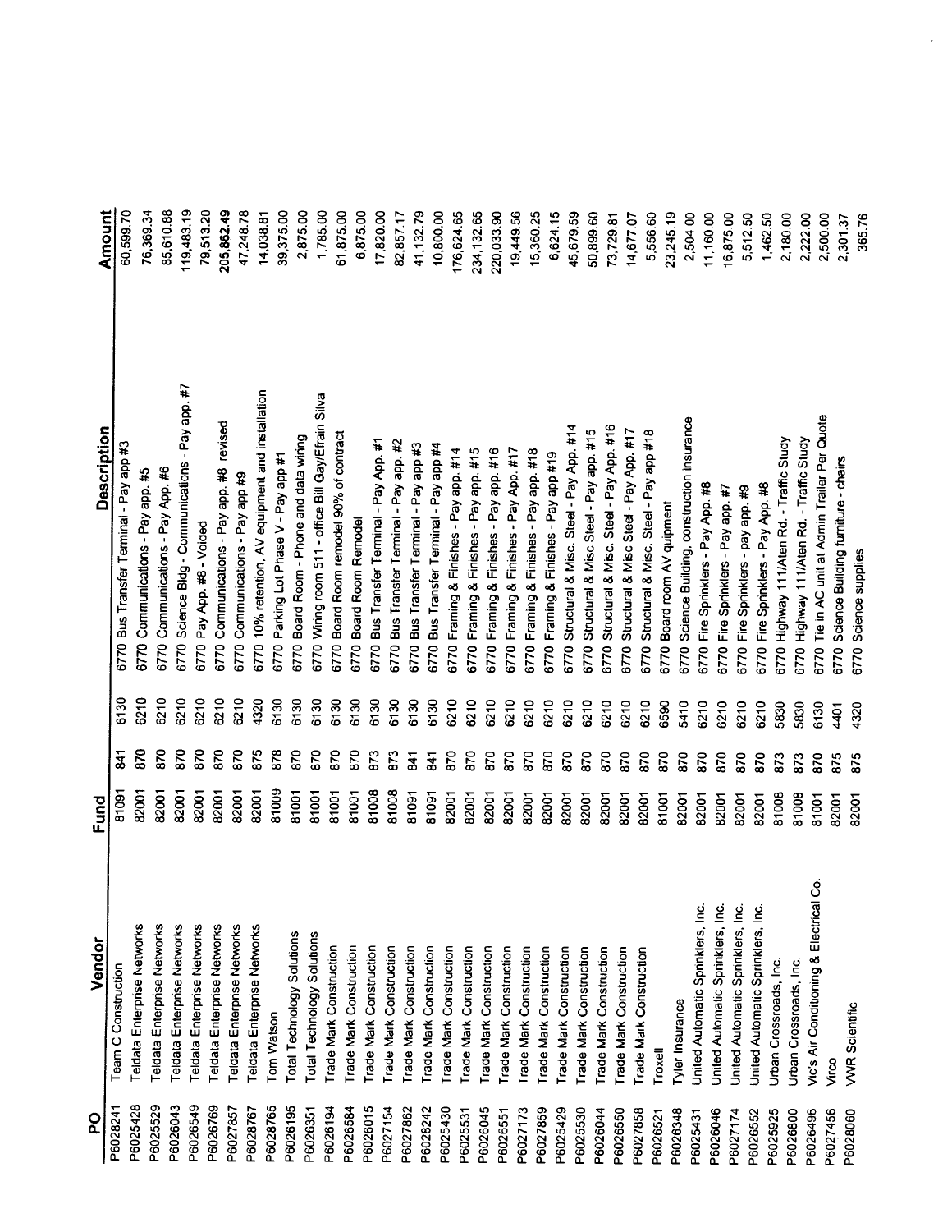| PO | Vendor | Fund | | | Description | Amount |
|---|---|---|---|---|---|---|
| P6028241 | Team C Construction | 81091 | 841 | 6130 | 6770 Bus Transfer Terminal - Pay app #3 | 60,599.70 |
| P6025428 | Teldata Enterprise Networks | 82001 | 870 | 6210 | 6770 Communications - Pay app. #5 | 76,369.34 |
| P6025529 | Teldata Enterprise Networks | 82001 | 870 | 6210 | 6770 Communications - Pay App. #6 | 85,610.88 |
| P6026043 | Teldata Enterprise Networks | 82001 | 870 | 6210 | 6770 Science Bldg - Communications - Pay app. #7 | 119,483.19 |
| P6026549 | Teldata Enterprise Networks | 82001 | 870 | 6210 | 6770 Pay App. #8 - Voided | 79,513.20 |
| P6026769 | Teldata Enterprise Networks | 82001 | 870 | 6210 | 6770 Communications - Pay app. #8 revised | 205,862.49 |
| P6027857 | Teldata Enterprise Networks | 82001 | 870 | 6210 | 6770 Communications - Pay app #9 | 47,248.78 |
| P6028767 | Teldata Enterprise Networks | 82001 | 875 | 4320 | 6770 10% retention, AV equipment and installation | 14,038.81 |
| P6028765 | Tom Watson | 81009 | 878 | 6130 | 6770 Parking Lot Phase V - Pay app #1 | 39,375.00 |
| P6026195 | Total Technology Solutions | 81001 | 870 | 6130 | 6770 Board Room - Phone and data wiring | 2,875.00 |
| P6026351 | Total Technology Solutions | 81001 | 870 | 6130 | 6770 Wiring room 511 - office Bill Gay/Efrain Silva | 1,785.00 |
| P6026194 | Trade Mark Construction | 81001 | 870 | 6130 | 6770 Board Room remodel 90% of contract | 61,875.00 |
| P6026584 | Trade Mark Construction | 81001 | 870 | 6130 | 6770 Board Room Remodel | 6,875.00 |
| P6028015 | Trade Mark Construction | 81008 | 873 | 6130 | 6770 Bus Transfer Terminal - Pay App. #1 | 17,820.00 |
| P6027154 | Trade Mark Construction | 81008 | 873 | 6130 | 6770 Bus Transfer Terminal - Pay app. #2 | 82,857.17 |
| P6027862 | Trade Mark Construction | 81091 | 841 | 6130 | 6770 Bus Transfer Terminal - Pay app #3 | 41,132.79 |
| P6028242 | Trade Mark Construction | 81091 | 841 | 6130 | 6770 Bus Transfer Terminal - Pay app #4 | 10,800.00 |
| P6025430 | Trade Mark Construction | 82001 | 870 | 6210 | 6770 Framing & Finishes - Pay app. #14 | 176,624.65 |
| P6025531 | Trade Mark Construction | 82001 | 870 | 6210 | 6770 Framing & Finishes - Pay app. #15 | 234,132.65 |
| P6026045 | Trade Mark Construction | 82001 | 870 | 6210 | 6770 Framing & Finishes - Pay app. #16 | 220,033.90 |
| P6026551 | Trade Mark Construction | 82001 | 870 | 6210 | 6770 Framing & Finishes - Pay App. #17 | 19,449.56 |
| P6027173 | Trade Mark Construction | 82001 | 870 | 6210 | 6770 Framing & Finishes - Pay app. #18 | 15,360.25 |
| P6027859 | Trade Mark Construction | 82001 | 870 | 6210 | 6770 Framing & Finishes - Pay app #19 | 6,624.15 |
| P6025429 | Trade Mark Construction | 82001 | 870 | 6210 | 6770 Structural & Misc. Steel - Pay App. #14 | 45,679.59 |
| P6025530 | Trade Mark Construction | 82001 | 870 | 6210 | 6770 Structural & Misc Steel - Pay app. #15 | 50,899.60 |
| P6026044 | Trade Mark Construction | 82001 | 870 | 6210 | 6770 Structural & Misc. Steel - Pay App. #16 | 73,729.81 |
| P6026550 | Trade Mark Construction | 82001 | 870 | 6210 | 6770 Structural & Misc Steel - Pay App. #17 | 14,677.07 |
| P6027858 | Trade Mark Construction | 82001 | 870 | 6210 | 6770 Structural & Misc. Steel - Pay app #18 | 5,556.60 |
| P6026521 | Troxell | 81001 | 870 | 6590 | 6770 Board room AV quipment | 23,245.19 |
| P6026348 | Tyler Insurance | 82001 | 870 | 5410 | 6770 Science Building, construction insurance | 2,504.00 |
| P6025431 | United Automatic Sprinklers, Inc. | 82001 | 870 | 6210 | 6770 Fire Sprinklers - Pay App. #8 | 11,160.00 |
| P6026046 | United Automatic Sprinklers, Inc. | 82001 | 870 | 6210 | 6770 Fire Sprinklers - Pay app. #7 | 16,875.00 |
| P6027174 | United Automatic Sprinklers, Inc. | 82001 | 870 | 6210 | 6770 Fire Sprinklers - pay app. #9 | 5,512.50 |
| P6026552 | United Automatic Sprinklers, Inc. | 82001 | 870 | 6210 | 6770 Fire Sprinklers - Pay App. #8 | 1,462.50 |
| P6025925 | Urban Crossroads, Inc. | 81008 | 873 | 5830 | 6770 Highway 111/Aten Rd. - Traffic Study | 2,180.00 |
| P6026800 | Urban Crossroads, Inc. | 81008 | 873 | 5830 | 6770 Highway 111/Aten Rd. - Traffic Study | 2,222.00 |
| P6026496 | Vic's Air Conditioning & Electrical Co. | 81001 | 870 | 6130 | 6770 Tie in AC unit at Admin Trailer Per Quote | 2,500.00 |
| P6027456 | Virco | 82001 | 875 | 4401 | 6770 Science Building furniture - chairs | 2,301.37 |
| P6028060 | VWR Scientific | 82001 | 875 | 4320 | 6770 Science supplies | 365.76 |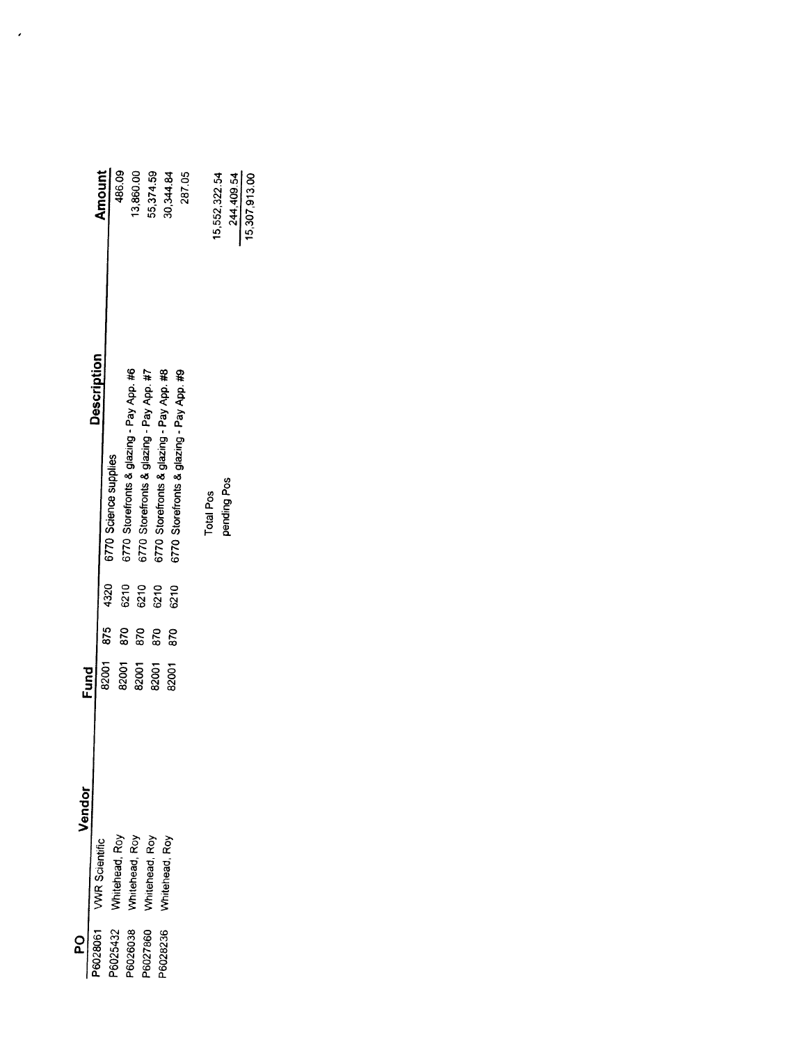| PO | Vendor | Fund | | | Description | Amount |
|---|---|---|---|---|---|---|
| P6028061 | VWR Scientific | 82001 | 875 | 4320 | 6770 Science supplies | 486.09 |
| P6025432 | Whitehead, Roy | 82001 | 870 | 6210 | 6770 Storefronts & glazing - Pay App. #6 | 13,860.00 |
| P6026038 | Whitehead, Roy | 82001 | 870 | 6210 | 6770 Storefronts & glazing - Pay App. #7 | 55,374.59 |
| P6027860 | Whitehead, Roy | 82001 | 870 | 6210 | 6770 Storefronts & glazing - Pay App. #8 | 30,344.84 |
| P6028236 | Whitehead, Roy | 82001 | 870 | 6210 | 6770 Storefronts & glazing - Pay App. #9 | 287.05 |
| | | | | | Total Pos | 15,552,322.54 |
| | | | | | pending Pos | 244,409.54 |
| | | | | | | 15,307,913.00 |